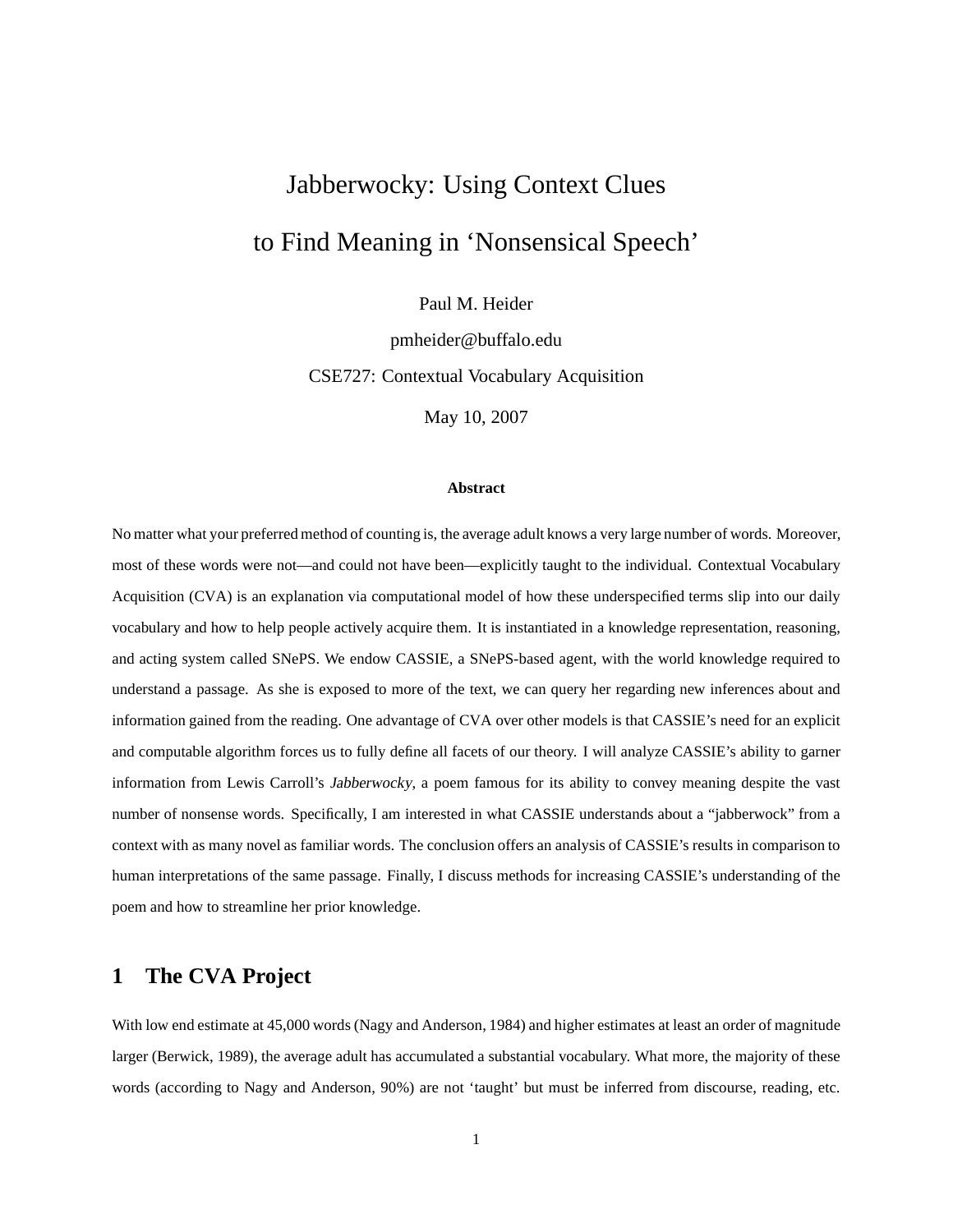# Jabberwocky: Using Context Clues to Find Meaning in 'Nonsensical Speech'

Paul M. Heider

pmheider@buffalo.edu

CSE727: Contextual Vocabulary Acquisition

May 10, 2007

**Abstract**

No matter what your preferred method of counting is, the average adult knows a very large number of words. Moreover, most of these words were not—and could not have been—explicitly taught to the individual. Contextual Vocabulary Acquisition (CVA) is an explanation via computational model of how these underspecified terms slip into our daily vocabulary and how to help people actively acquire them. It is instantiated in a knowledge representation, reasoning, and acting system called SNePS. We endow CASSIE, a SNePS-based agent, with the world knowledge required to understand a passage. As she is exposed to more of the text, we can query her regarding new inferences about and information gained from the reading. One advantage of CVA over other models is that CASSIE's need for an explicit and computable algorithm forces us to fully define all facets of our theory. I will analyze CASSIE's ability to garner information from Lewis Carroll's *Jabberwocky*, a poem famous for its ability to convey meaning despite the vast number of nonsense words. Specifically, I am interested in what CASSIE understands about a "jabberwock" from a context with as many novel as familiar words. The conclusion offers an analysis of CASSIE's results in comparison to human interpretations of the same passage. Finally, I discuss methods for increasing CASSIE's understanding of the poem and how to streamline her prior knowledge.

## 1 The CVA Project

With low end estimate at 45,000 words (Nagy and Anderson, 1984) and higher estimates at least an order of magnitude larger (Berwick, 1989), the average adult has accumulated a substantial vocabulary. What more, the majority of these words (according to Nagy and Anderson, 90%) are not 'taught' but must be inferred from discourse, reading, etc.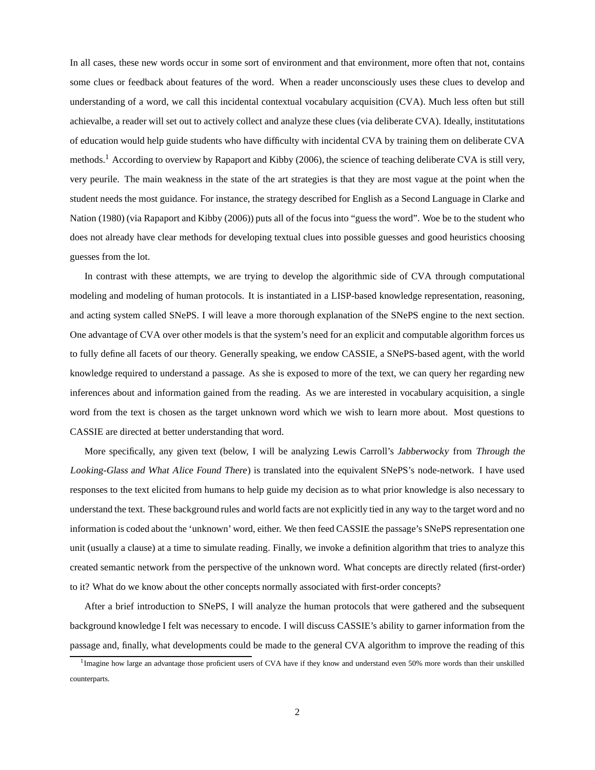In all cases, these new words occur in some sort of environment and that environment, more often that not, contains some clues or feedback about features of the word. When a reader unconsciously uses these clues to develop and understanding of a word, we call this incidental contextual vocabulary acquisition (CVA). Much less often but still achievalbe, a reader will set out to actively collect and analyze these clues (via deliberate CVA). Ideally, institutations of education would help guide students who have difficulty with incidental CVA by training them on deliberate CVA methods.[1] According to overview by Rapaport and Kibby (2006), the science of teaching deliberate CVA is still very, very peurile. The main weakness in the state of the art strategies is that they are most vague at the point when the student needs the most guidance. For instance, the strategy described for English as a Second Language in Clarke and Nation (1980) (via Rapaport and Kibby (2006)) puts all of the focus into "guess the word". Woe be to the student who does not already have clear methods for developing textual clues into possible guesses and good heuristics choosing guesses from the lot.

In contrast with these attempts, we are trying to develop the algorithmic side of CVA through computational modeling and modeling of human protocols. It is instantiated in a LISP-based knowledge representation, reasoning, and acting system called SNePS. I will leave a more thorough explanation of the SNePS engine to the next section. One advantage of CVA over other models is that the system's need for an explicit and computable algorithm forces us to fully define all facets of our theory. Generally speaking, we endow CASSIE, a SNePS-based agent, with the world knowledge required to understand a passage. As she is exposed to more of the text, we can query her regarding new inferences about and information gained from the reading. As we are interested in vocabulary acquisition, a single word from the text is chosen as the target unknown word which we wish to learn more about. Most questions to CASSIE are directed at better understanding that word.

More specifically, any given text (below, I will be analyzing Lewis Carroll's *Jabberwocky* from *Through the Looking-Glass and What Alice Found There*) is translated into the equivalent SNePS's node-network. I have used responses to the text elicited from humans to help guide my decision as to what prior knowledge is also necessary to understand the text. These background rules and world facts are not explicitly tied in any way to the target word and no information is coded about the 'unknown' word, either. We then feed CASSIE the passage's SNePS representation one unit (usually a clause) at a time to simulate reading. Finally, we invoke a definition algorithm that tries to analyze this created semantic network from the perspective of the unknown word. What concepts are directly related (first-order) to it? What do we know about the other concepts normally associated with first-order concepts?

After a brief introduction to SNePS, I will analyze the human protocols that were gathered and the subsequent background knowledge I felt was necessary to encode. I will discuss CASSIE's ability to garner information from the passage and, finally, what developments could be made to the general CVA algorithm to improve the reading of this

[1] Imagine how large an advantage those proficient users of CVA have if they know and understand even 50% more words than their unskilled counterparts.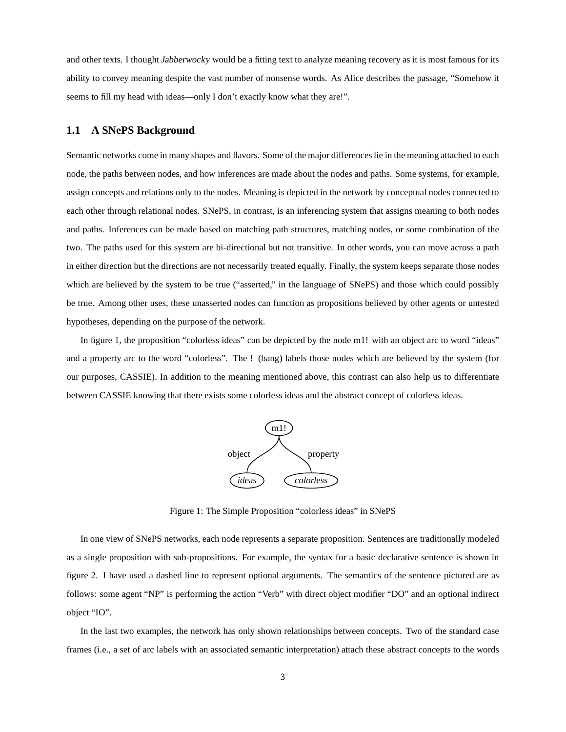and other texts. I thought *Jabberwocky* would be a fitting text to analyze meaning recovery as it is most famous for its ability to convey meaning despite the vast number of nonsense words. As Alice describes the passage, "Somehow it seems to fill my head with ideas—only I don't exactly know what they are!".

## 1.1 A SNePS Background

Semantic networks come in many shapes and flavors. Some of the major differences lie in the meaning attached to each node, the paths between nodes, and how inferences are made about the nodes and paths. Some systems, for example, assign concepts and relations only to the nodes. Meaning is depicted in the network by conceptual nodes connected to each other through relational nodes. SNePS, in contrast, is an inferencing system that assigns meaning to both nodes and paths. Inferences can be made based on matching path structures, matching nodes, or some combination of the two. The paths used for this system are bi-directional but not transitive. In other words, you can move across a path in either direction but the directions are not necessarily treated equally. Finally, the system keeps separate those nodes which are believed by the system to be true ("asserted," in the language of SNePS) and those which could possibly be true. Among other uses, these unasserted nodes can function as propositions believed by other agents or untested hypotheses, depending on the purpose of the network.

In figure 1, the proposition "colorless ideas" can be depicted by the node m1! with an object arc to word "ideas" and a property arc to the word "colorless". The ! (bang) labels those nodes which are believed by the system (for our purposes, CASSIE). In addition to the meaning mentioned above, this contrast can also help us to differentiate between CASSIE knowing that there exists some colorless ideas and the abstract concept of colorless ideas.

m1!
object
property
*ideas*
*colorless*

Figure 1: The Simple Proposition "colorless ideas" in SNePS

In one view of SNePS networks, each node represents a separate proposition. Sentences are traditionally modeled as a single proposition with sub-propositions. For example, the syntax for a basic declarative sentence is shown in figure 2. I have used a dashed line to represent optional arguments. The semantics of the sentence pictured are as follows: some agent "NP" is performing the action "Verb" with direct object modifier "DO" and an optional indirect object "IO".

In the last two examples, the network has only shown relationships between concepts. Two of the standard case frames (i.e., a set of arc labels with an associated semantic interpretation) attach these abstract concepts to the words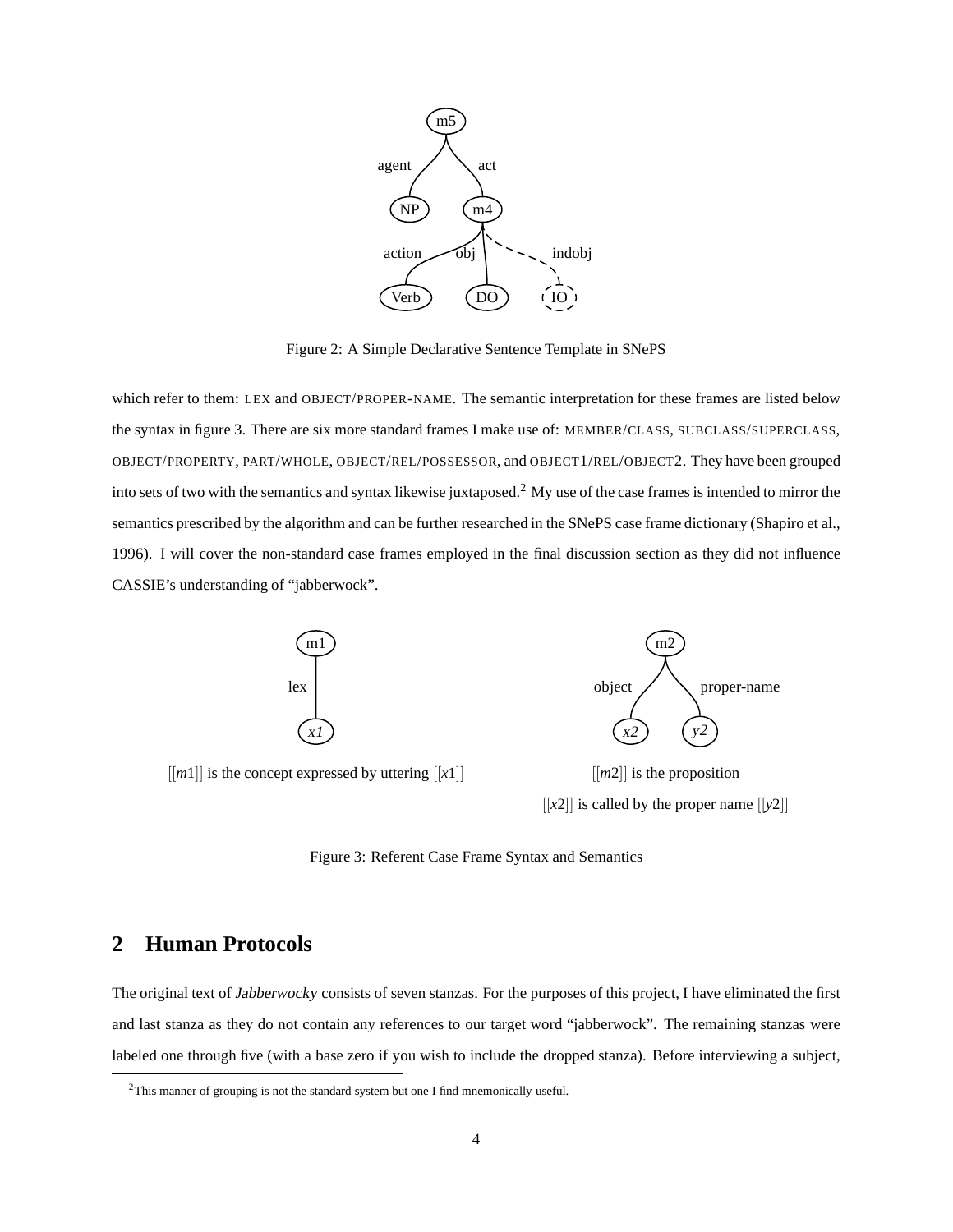m5

agent

act

NP

m4

action

obj

indobj

Verb

DO

IO

Figure 2: A Simple Declarative Sentence Template in SNePS

which refer to them: LEX and OBJECT/PROPER-NAME. The semantic interpretation for these frames are listed below the syntax in figure 3. There are six more standard frames I make use of: MEMBER/CLASS, SUBCLASS/SUPERCLASS, OBJECT/PROPERTY, PART/WHOLE, OBJECT/REL/POSSESSOR, and OBJECT1/REL/OBJECT2. They have been grouped into sets of two with the semantics and syntax likewise juxtaposed.[2] My use of the case frames is intended to mirror the semantics prescribed by the algorithm and can be further researched in the SNePS case frame dictionary (Shapiro et al., 1996). I will cover the non-standard case frames employed in the final discussion section as they did not influence CASSIE's understanding of "jabberwock".

m1

lex

*x1*

[[*m*1]] is the concept expressed by uttering [[*x*1]]

m2

object

proper-name

*x2*

*y2*

[[*m*2]] is the proposition

[[*x*2]] is called by the proper name [[*y*2]]

Figure 3: Referent Case Frame Syntax and Semantics

## 2 Human Protocols

The original text of *Jabberwocky* consists of seven stanzas. For the purposes of this project, I have eliminated the first and last stanza as they do not contain any references to our target word "jabberwock". The remaining stanzas were labeled one through five (with a base zero if you wish to include the dropped stanza). Before interviewing a subject,

[2] This manner of grouping is not the standard system but one I find mnemonically useful.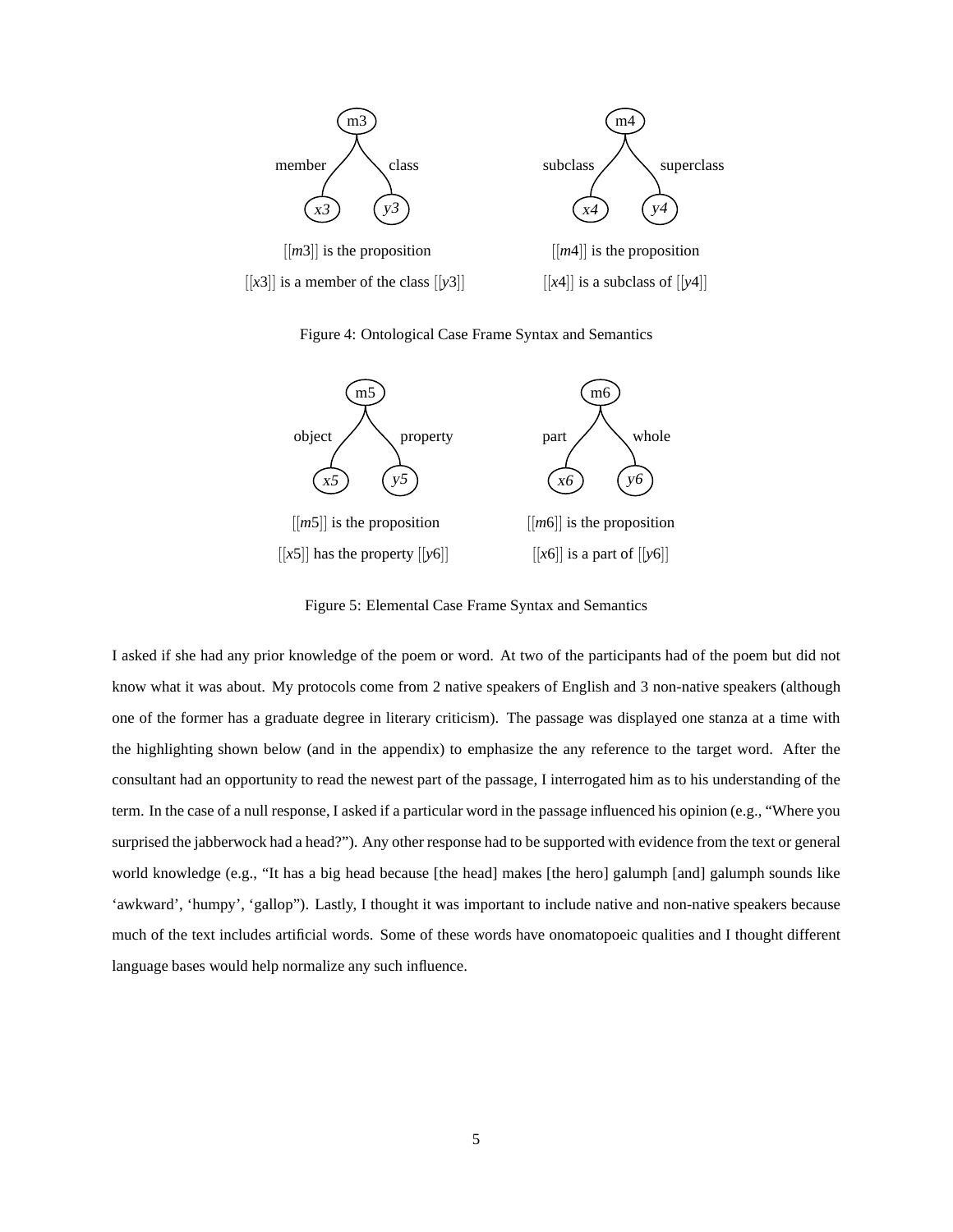m3

member    class

x3    y3

[[m3]] is the proposition

[[x3]] is a member of the class [[y3]]

m4

subclass    superclass

x4    y4

[[m4]] is the proposition

[[x4]] is a subclass of [[y4]]

Figure 4: Ontological Case Frame Syntax and Semantics

m5

object    property

x5    y5

[[m5]] is the proposition

[[x5]] has the property [[y6]]

m6

part    whole

x6    y6

[[m6]] is the proposition

[[x6]] is a part of [[y6]]

Figure 5: Elemental Case Frame Syntax and Semantics

I asked if she had any prior knowledge of the poem or word. At two of the participants had of the poem but did not know what it was about. My protocols come from 2 native speakers of English and 3 non-native speakers (although one of the former has a graduate degree in literary criticism). The passage was displayed one stanza at a time with the highlighting shown below (and in the appendix) to emphasize the any reference to the target word. After the consultant had an opportunity to read the newest part of the passage, I interrogated him as to his understanding of the term. In the case of a null response, I asked if a particular word in the passage influenced his opinion (e.g., "Where you surprised the jabberwock had a head?"). Any other response had to be supported with evidence from the text or general world knowledge (e.g., "It has a big head because [the head] makes [the hero] galumph [and] galumph sounds like 'awkward', 'humpy', 'gallop"). Lastly, I thought it was important to include native and non-native speakers because much of the text includes artificial words. Some of these words have onomatopoeic qualities and I thought different language bases would help normalize any such influence.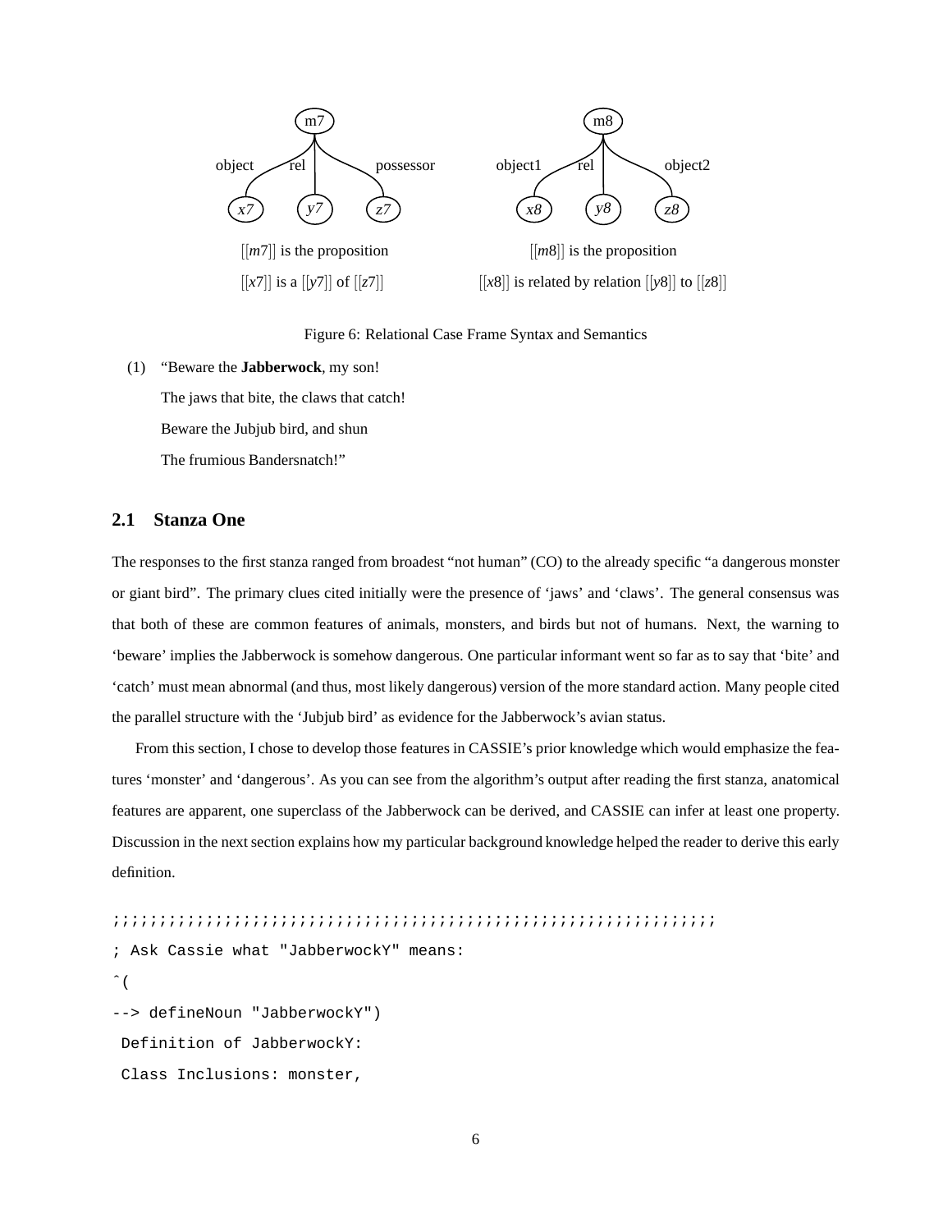m7

object rel possessor

x7 y7 z7

[[m7]] is the proposition

[[x7]] is a [[y7]] of [[z7]]

m8

object1 rel object2

x8 y8 z8

[[m8]] is the proposition

[[x8]] is related by relation [[y8]] to [[z8]]

Figure 6: Relational Case Frame Syntax and Semantics

(1) "Beware the **Jabberwock**, my son!
The jaws that bite, the claws that catch!
Beware the Jubjub bird, and shun
The frumious Bandersnatch!"

## 2.1 Stanza One

The responses to the first stanza ranged from broadest "not human" (CO) to the already specific "a dangerous monster or giant bird". The primary clues cited initially were the presence of 'jaws' and 'claws'. The general consensus was that both of these are common features of animals, monsters, and birds but not of humans. Next, the warning to 'beware' implies the Jabberwock is somehow dangerous. One particular informant went so far as to say that 'bite' and 'catch' must mean abnormal (and thus, most likely dangerous) version of the more standard action. Many people cited the parallel structure with the 'Jubjub bird' as evidence for the Jabberwock's avian status.

From this section, I chose to develop those features in CASSIE's prior knowledge which would emphasize the features 'monster' and 'dangerous'. As you can see from the algorithm's output after reading the first stanza, anatomical features are apparent, one superclass of the Jabberwock can be derived, and CASSIE can infer at least one property. Discussion in the next section explains how my particular background knowledge helped the reader to derive this early definition.

```
;;;;;;;;;;;;;;;;;;;;;;;;;;;;;;;;;;;;;;;;;;;;;;;;;;;;;;;;;;;;;;;;;
; Ask Cassie what "JabberwockY" means:
^(
--> defineNoun "JabberwockY")
 Definition of JabberwockY:
 Class Inclusions: monster,
```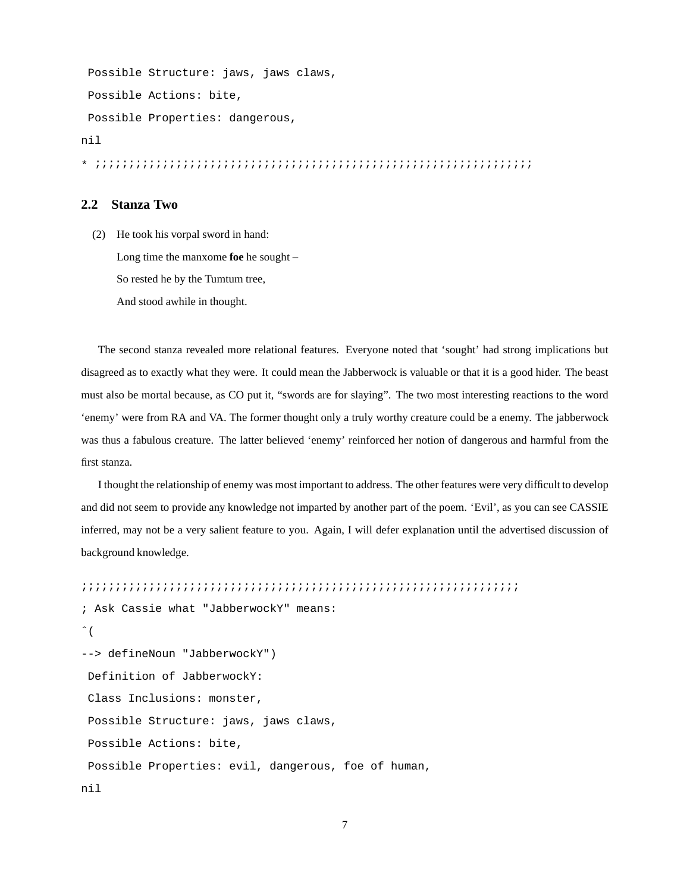```
 Possible Structure: jaws, jaws claws,
 Possible Actions: bite,
 Possible Properties: dangerous,
nil
* ;;;;;;;;;;;;;;;;;;;;;;;;;;;;;;;;;;;;;;;;;;;;;;;;;;;;;;;;;;;;;;;;
```

## 2.2 Stanza Two

(2) He took his vorpal sword in hand:
Long time the manxome **foe** he sought –
So rested he by the Tumtum tree,
And stood awhile in thought.

The second stanza revealed more relational features. Everyone noted that 'sought' had strong implications but disagreed as to exactly what they were. It could mean the Jabberwock is valuable or that it is a good hider. The beast must also be mortal because, as CO put it, "swords are for slaying". The two most interesting reactions to the word 'enemy' were from RA and VA. The former thought only a truly worthy creature could be a enemy. The jabberwock was thus a fabulous creature. The latter believed 'enemy' reinforced her notion of dangerous and harmful from the first stanza.

I thought the relationship of enemy was most important to address. The other features were very difficult to develop and did not seem to provide any knowledge not imparted by another part of the poem. 'Evil', as you can see CASSIE inferred, may not be a very salient feature to you. Again, I will defer explanation until the advertised discussion of background knowledge.

```
;;;;;;;;;;;;;;;;;;;;;;;;;;;;;;;;;;;;;;;;;;;;;;;;;;;;;;;;;;;;;;;;
; Ask Cassie what "JabberwockY" means:
^(
--> defineNoun "JabberwockY")
 Definition of JabberwockY:
 Class Inclusions: monster,
 Possible Structure: jaws, jaws claws,
 Possible Actions: bite,
 Possible Properties: evil, dangerous, foe of human,
nil
```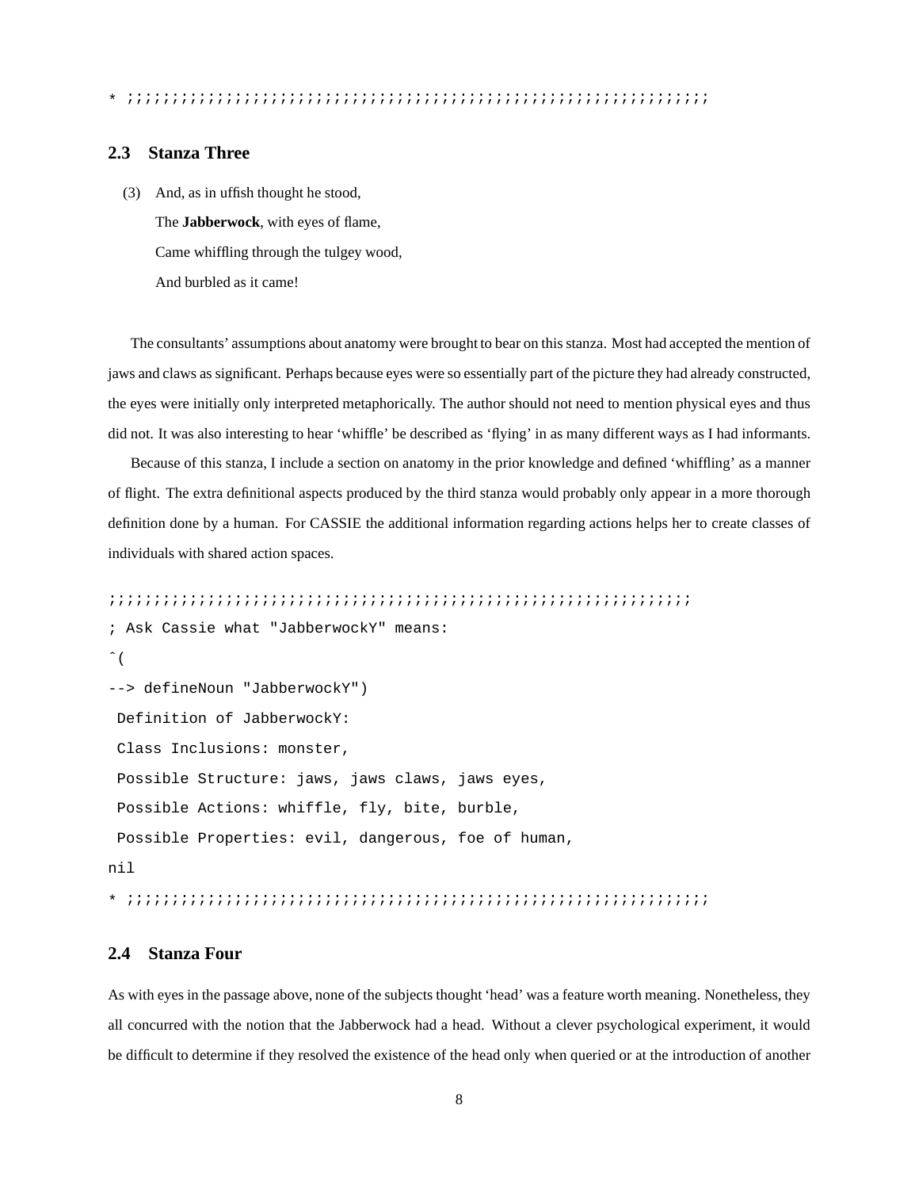```
* ;;;;;;;;;;;;;;;;;;;;;;;;;;;;;;;;;;;;;;;;;;;;;;;;;;;;;;;;;;;;;;;;;;;;;;
```

### 2.3 Stanza Three

(3) And, as in uffish thought he stood,
The **Jabberwock**, with eyes of flame,
Came whiffling through the tulgey wood,
And burbled as it came!

The consultants' assumptions about anatomy were brought to bear on this stanza. Most had accepted the mention of jaws and claws as significant. Perhaps because eyes were so essentially part of the picture they had already constructed, the eyes were initially only interpreted metaphorically. The author should not need to mention physical eyes and thus did not. It was also interesting to hear 'whiffle' be described as 'flying' in as many different ways as I had informants.

Because of this stanza, I include a section on anatomy in the prior knowledge and defined 'whiffling' as a manner of flight. The extra definitional aspects produced by the third stanza would probably only appear in a more thorough definition done by a human. For CASSIE the additional information regarding actions helps her to create classes of individuals with shared action spaces.

```
;;;;;;;;;;;;;;;;;;;;;;;;;;;;;;;;;;;;;;;;;;;;;;;;;;;;;;;;;;;;;;;;;;;;;;
; Ask Cassie what "JabberwockY" means:
^(
--> defineNoun "JabberwockY")
 Definition of JabberwockY:
 Class Inclusions: monster,
 Possible Structure: jaws, jaws claws, jaws eyes,
 Possible Actions: whiffle, fly, bite, burble,
 Possible Properties: evil, dangerous, foe of human,
nil
* ;;;;;;;;;;;;;;;;;;;;;;;;;;;;;;;;;;;;;;;;;;;;;;;;;;;;;;;;;;;;;;;;;;;;;;
```

### 2.4 Stanza Four

As with eyes in the passage above, none of the subjects thought 'head' was a feature worth meaning. Nonetheless, they all concurred with the notion that the Jabberwock had a head. Without a clever psychological experiment, it would be difficult to determine if they resolved the existence of the head only when queried or at the introduction of another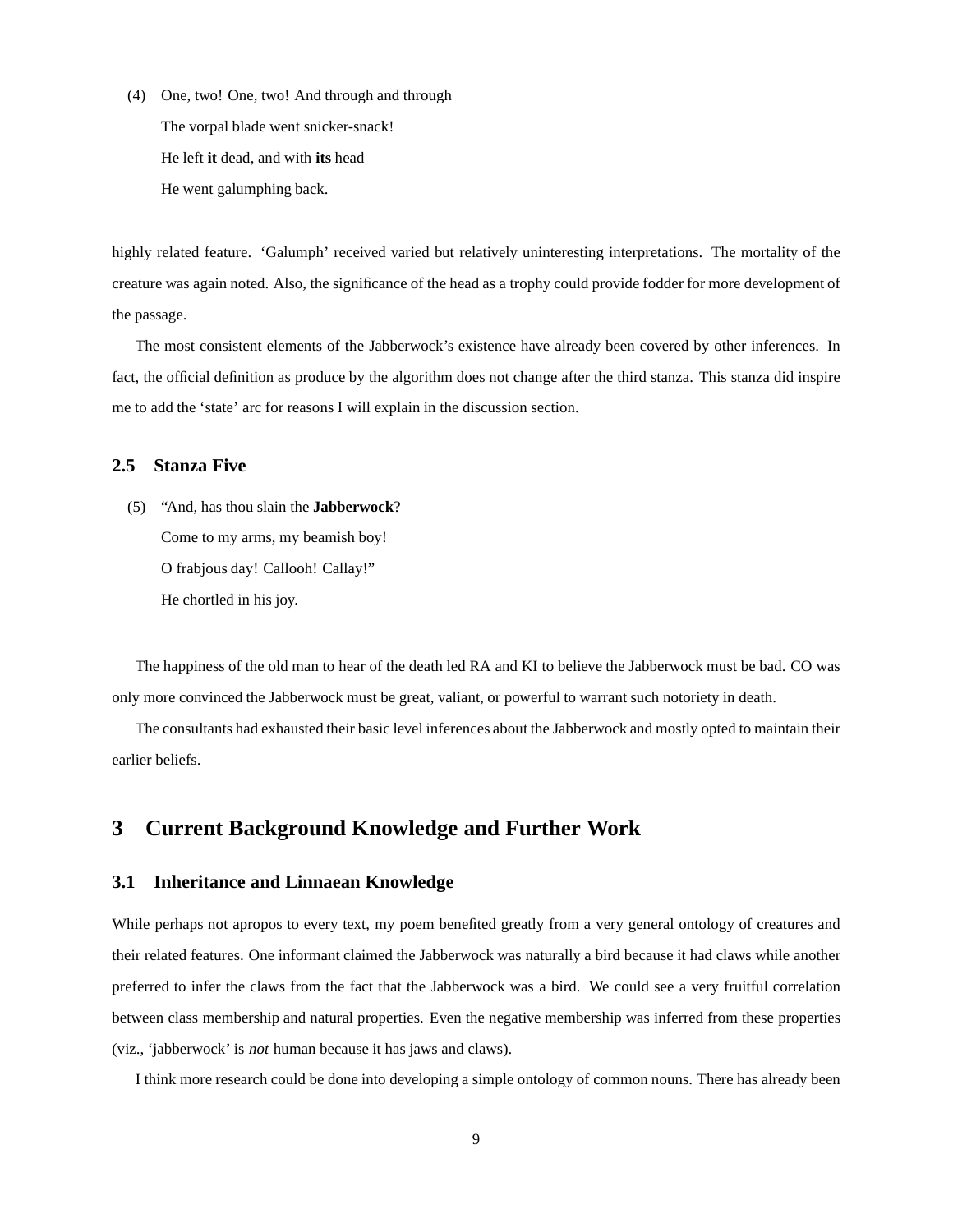(4) One, two! One, two! And through and through
The vorpal blade went snicker-snack!
He left **it** dead, and with **its** head
He went galumphing back.

highly related feature. ‘Galumph’ received varied but relatively uninteresting interpretations. The mortality of the creature was again noted. Also, the significance of the head as a trophy could provide fodder for more development of the passage.

The most consistent elements of the Jabberwock’s existence have already been covered by other inferences. In fact, the official definition as produce by the algorithm does not change after the third stanza. This stanza did inspire me to add the ‘state’ arc for reasons I will explain in the discussion section.

### 2.5 Stanza Five

(5) “And, has thou slain the **Jabberwock**?
Come to my arms, my beamish boy!
O frabjous day! Callooh! Callay!”
He chortled in his joy.

The happiness of the old man to hear of the death led RA and KI to believe the Jabberwock must be bad. CO was only more convinced the Jabberwock must be great, valiant, or powerful to warrant such notoriety in death.

The consultants had exhausted their basic level inferences about the Jabberwock and mostly opted to maintain their earlier beliefs.

## 3 Current Background Knowledge and Further Work

### 3.1 Inheritance and Linnaean Knowledge

While perhaps not apropos to every text, my poem benefited greatly from a very general ontology of creatures and their related features. One informant claimed the Jabberwock was naturally a bird because it had claws while another preferred to infer the claws from the fact that the Jabberwock was a bird. We could see a very fruitful correlation between class membership and natural properties. Even the negative membership was inferred from these properties (viz., ‘jabberwock’ is *not* human because it has jaws and claws).

I think more research could be done into developing a simple ontology of common nouns. There has already been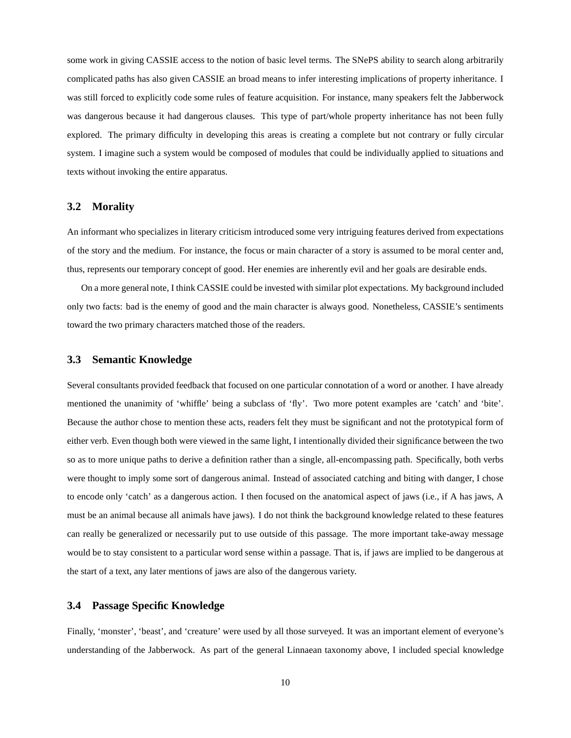some work in giving CASSIE access to the notion of basic level terms. The SNePS ability to search along arbitrarily complicated paths has also given CASSIE an broad means to infer interesting implications of property inheritance. I was still forced to explicitly code some rules of feature acquisition. For instance, many speakers felt the Jabberwock was dangerous because it had dangerous clauses. This type of part/whole property inheritance has not been fully explored. The primary difficulty in developing this areas is creating a complete but not contrary or fully circular system. I imagine such a system would be composed of modules that could be individually applied to situations and texts without invoking the entire apparatus.

### 3.2 Morality

An informant who specializes in literary criticism introduced some very intriguing features derived from expectations of the story and the medium. For instance, the focus or main character of a story is assumed to be moral center and, thus, represents our temporary concept of good. Her enemies are inherently evil and her goals are desirable ends.

On a more general note, I think CASSIE could be invested with similar plot expectations. My background included only two facts: bad is the enemy of good and the main character is always good. Nonetheless, CASSIE's sentiments toward the two primary characters matched those of the readers.

### 3.3 Semantic Knowledge

Several consultants provided feedback that focused on one particular connotation of a word or another. I have already mentioned the unanimity of 'whiffle' being a subclass of 'fly'. Two more potent examples are 'catch' and 'bite'. Because the author chose to mention these acts, readers felt they must be significant and not the prototypical form of either verb. Even though both were viewed in the same light, I intentionally divided their significance between the two so as to more unique paths to derive a definition rather than a single, all-encompassing path. Specifically, both verbs were thought to imply some sort of dangerous animal. Instead of associated catching and biting with danger, I chose to encode only 'catch' as a dangerous action. I then focused on the anatomical aspect of jaws (i.e., if A has jaws, A must be an animal because all animals have jaws). I do not think the background knowledge related to these features can really be generalized or necessarily put to use outside of this passage. The more important take-away message would be to stay consistent to a particular word sense within a passage. That is, if jaws are implied to be dangerous at the start of a text, any later mentions of jaws are also of the dangerous variety.

### 3.4 Passage Specific Knowledge

Finally, 'monster', 'beast', and 'creature' were used by all those surveyed. It was an important element of everyone's understanding of the Jabberwock. As part of the general Linnaean taxonomy above, I included special knowledge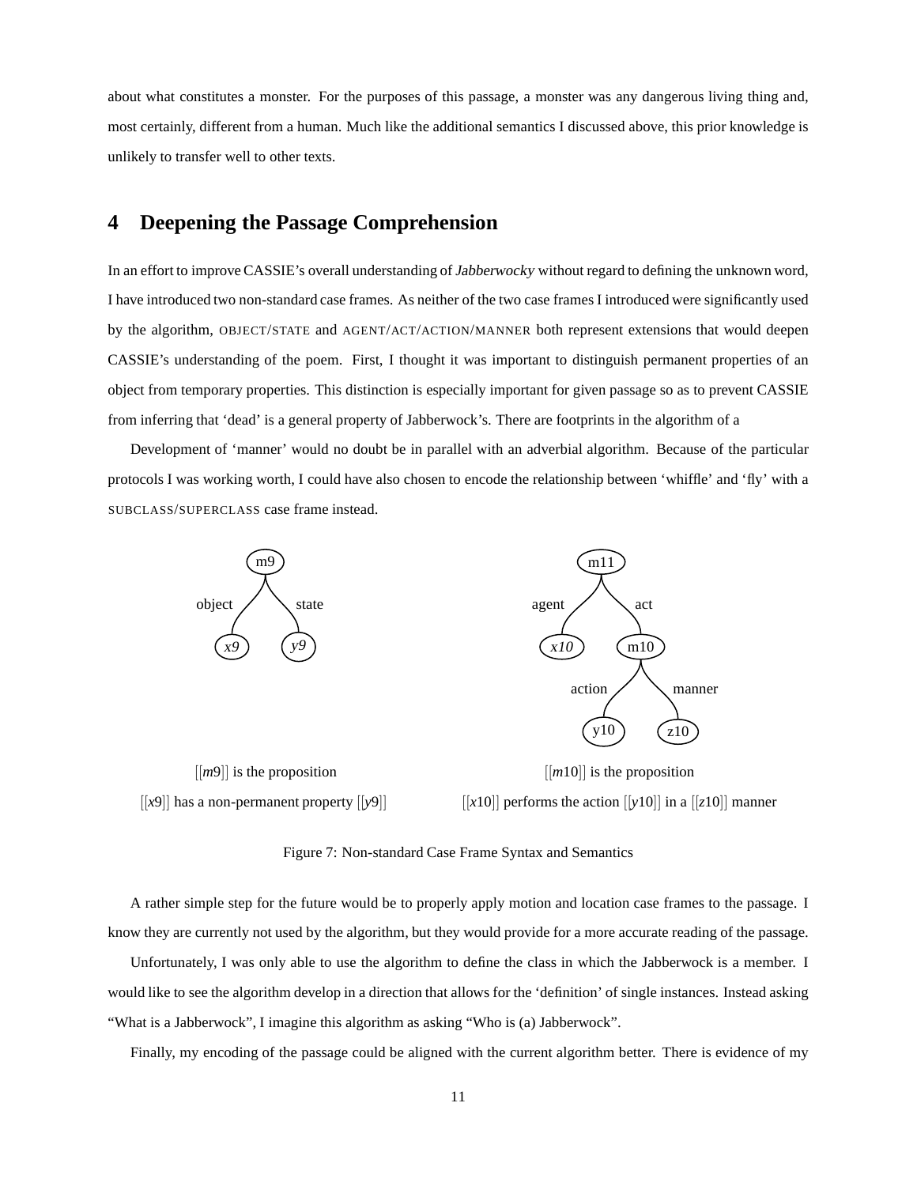about what constitutes a monster. For the purposes of this passage, a monster was any dangerous living thing and, most certainly, different from a human. Much like the additional semantics I discussed above, this prior knowledge is unlikely to transfer well to other texts.

## 4 Deepening the Passage Comprehension

In an effort to improve CASSIE's overall understanding of *Jabberwocky* without regard to defining the unknown word, I have introduced two non-standard case frames. As neither of the two case frames I introduced were significantly used by the algorithm, OBJECT/STATE and AGENT/ACT/ACTION/MANNER both represent extensions that would deepen CASSIE's understanding of the poem. First, I thought it was important to distinguish permanent properties of an object from temporary properties. This distinction is especially important for given passage so as to prevent CASSIE from inferring that 'dead' is a general property of Jabberwock's. There are footprints in the algorithm of a

Development of 'manner' would no doubt be in parallel with an adverbial algorithm. Because of the particular protocols I was working worth, I could have also chosen to encode the relationship between 'whiffle' and 'fly' with a SUBCLASS/SUPERCLASS case frame instead.

m9

object

state

*x9*

*y9*

[[*m*9]] is the proposition

[[*x*9]] has a non-permanent property [[*y*9]]

m11

agent

act

*x10*

m10

action

manner

y10

z10

[[*m*10]] is the proposition

[[*x*10]] performs the action [[*y*10]] in a [[*z*10]] manner

Figure 7: Non-standard Case Frame Syntax and Semantics

A rather simple step for the future would be to properly apply motion and location case frames to the passage. I know they are currently not used by the algorithm, but they would provide for a more accurate reading of the passage.

Unfortunately, I was only able to use the algorithm to define the class in which the Jabberwock is a member. I would like to see the algorithm develop in a direction that allows for the 'definition' of single instances. Instead asking "What is a Jabberwock", I imagine this algorithm as asking "Who is (a) Jabberwock".

Finally, my encoding of the passage could be aligned with the current algorithm better. There is evidence of my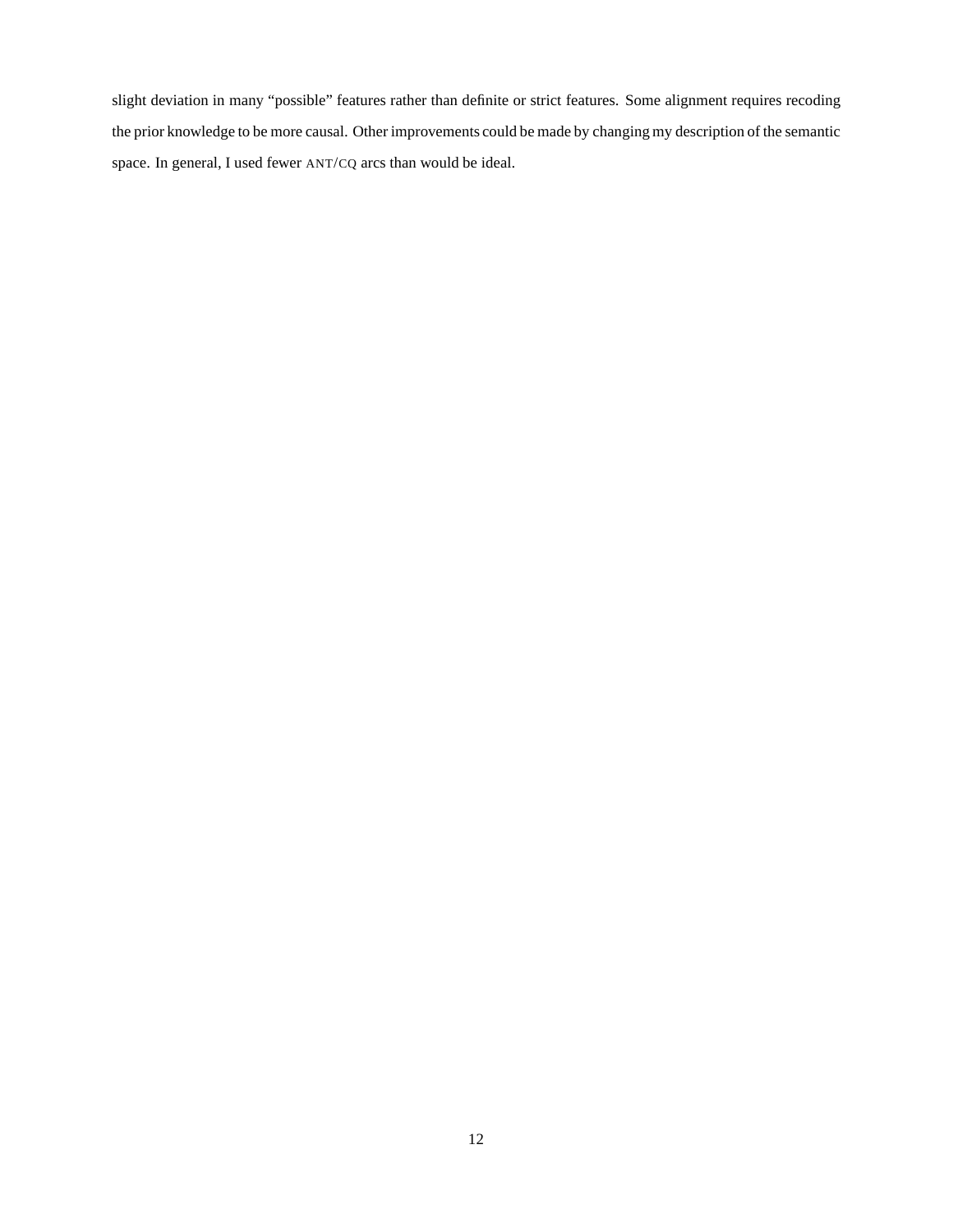slight deviation in many "possible" features rather than definite or strict features. Some alignment requires recoding the prior knowledge to be more causal. Other improvements could be made by changing my description of the semantic space. In general, I used fewer ANT/CQ arcs than would be ideal.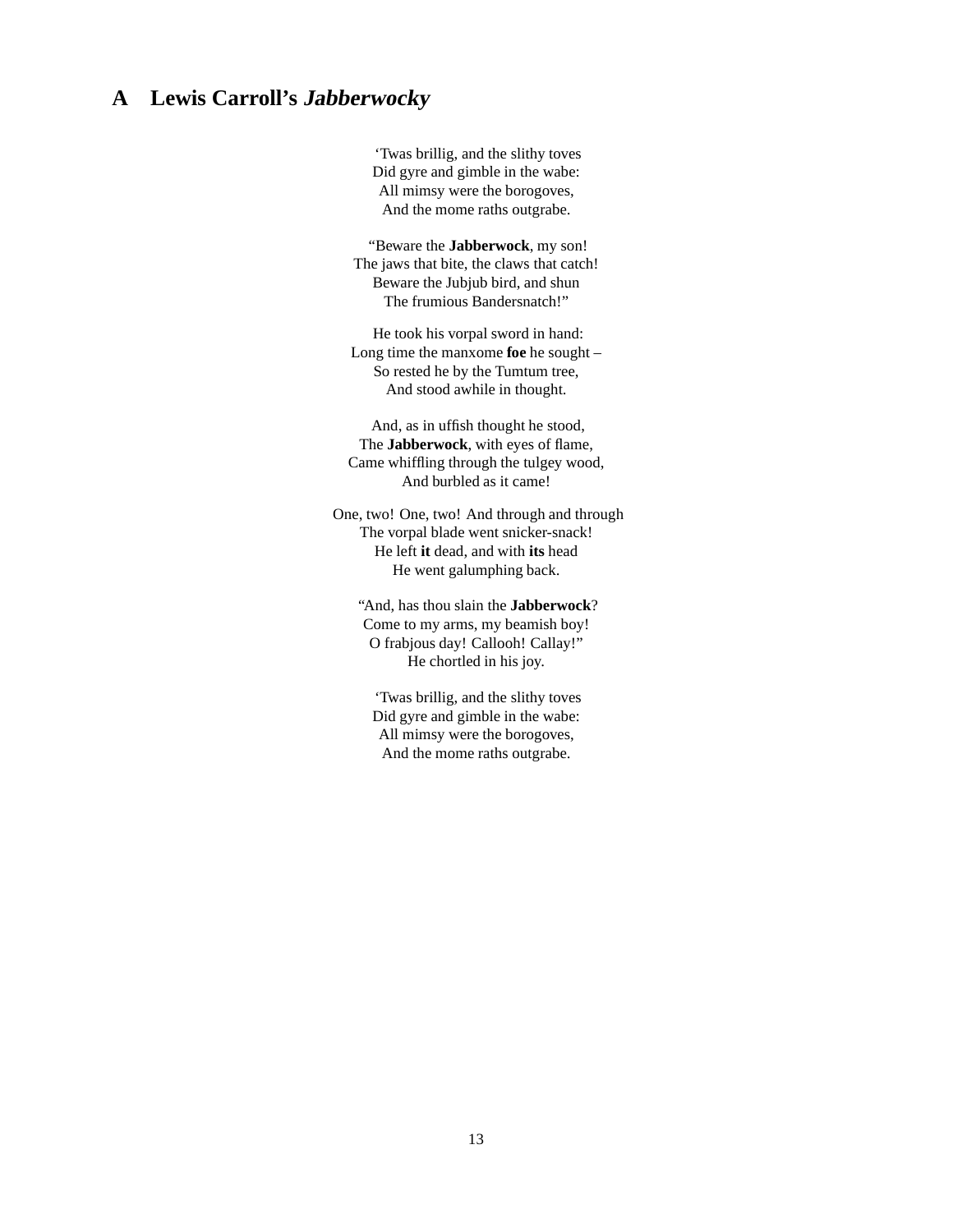# A Lewis Carroll's *Jabberwocky*

'Twas brillig, and the slithy toves
Did gyre and gimble in the wabe:
All mimsy were the borogoves,
And the mome raths outgrabe.

"Beware the **Jabberwock**, my son!
The jaws that bite, the claws that catch!
Beware the Jubjub bird, and shun
The frumious Bandersnatch!"

He took his vorpal sword in hand:
Long time the manxome **foe** he sought –
So rested he by the Tumtum tree,
And stood awhile in thought.

And, as in uffish thought he stood,
The **Jabberwock**, with eyes of flame,
Came whiffling through the tulgey wood,
And burbled as it came!

One, two! One, two! And through and through
The vorpal blade went snicker-snack!
He left **it** dead, and with **its** head
He went galumphing back.

"And, has thou slain the **Jabberwock**?
Come to my arms, my beamish boy!
O frabjous day! Callooh! Callay!"
He chortled in his joy.

'Twas brillig, and the slithy toves
Did gyre and gimble in the wabe:
All mimsy were the borogoves,
And the mome raths outgrabe.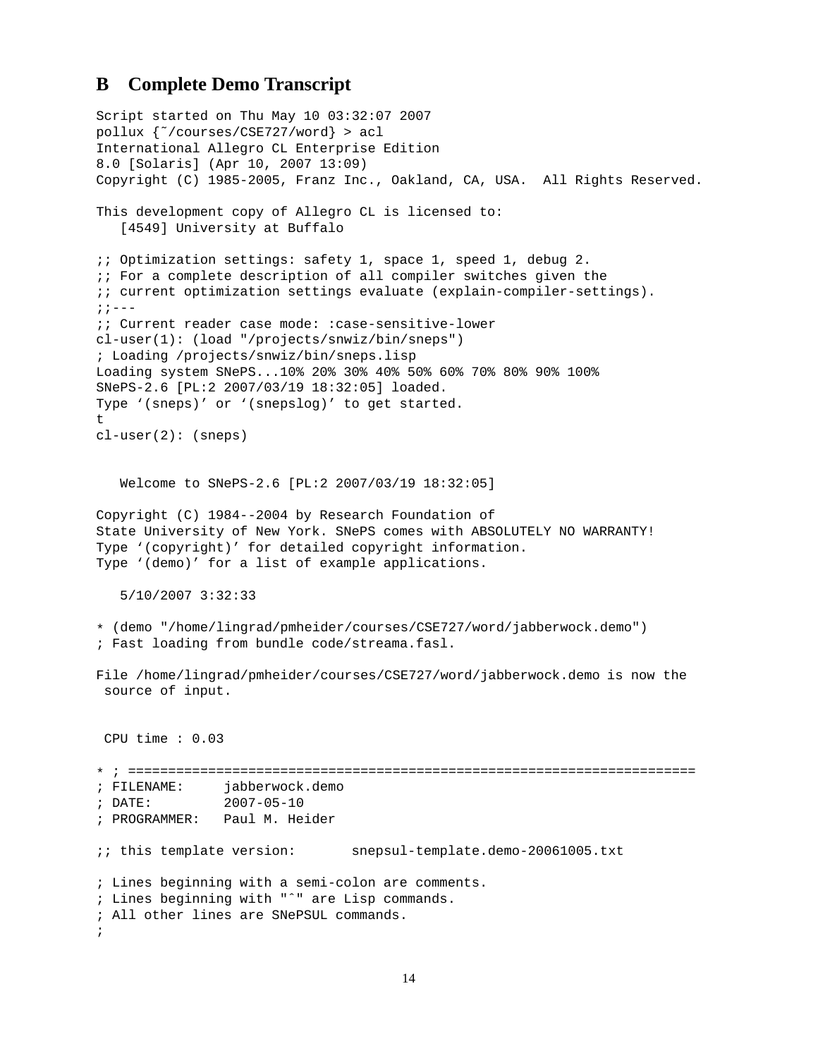## B Complete Demo Transcript

```
Script started on Thu May 10 03:32:07 2007
pollux {~/courses/CSE727/word} > acl
International Allegro CL Enterprise Edition
8.0 [Solaris] (Apr 10, 2007 13:09)
Copyright (C) 1985-2005, Franz Inc., Oakland, CA, USA.  All Rights Reserved.

This development copy of Allegro CL is licensed to:
   [4549] University at Buffalo

;; Optimization settings: safety 1, space 1, speed 1, debug 2.
;; For a complete description of all compiler switches given the
;; current optimization settings evaluate (explain-compiler-settings).
;;---
;; Current reader case mode: :case-sensitive-lower
cl-user(1): (load "/projects/snwiz/bin/sneps")
; Loading /projects/snwiz/bin/sneps.lisp
Loading system SNePS...10% 20% 30% 40% 50% 60% 70% 80% 90% 100%
SNePS-2.6 [PL:2 2007/03/19 18:32:05] loaded.
Type '(sneps)' or '(snepslog)' to get started.
t
cl-user(2): (sneps)


   Welcome to SNePS-2.6 [PL:2 2007/03/19 18:32:05]

Copyright (C) 1984--2004 by Research Foundation of
State University of New York. SNePS comes with ABSOLUTELY NO WARRANTY!
Type '(copyright)' for detailed copyright information.
Type '(demo)' for a list of example applications.

   5/10/2007 3:32:33

* (demo "/home/lingrad/pmheider/courses/CSE727/word/jabberwock.demo")
; Fast loading from bundle code/streama.fasl.

File /home/lingrad/pmheider/courses/CSE727/word/jabberwock.demo is now the
 source of input.


 CPU time : 0.03

* ; =====================================================================
; FILENAME:     jabberwock.demo
; DATE:         2007-05-10
; PROGRAMMER:   Paul M. Heider

;; this template version:       snepsul-template.demo-20061005.txt

; Lines beginning with a semi-colon are comments.
; Lines beginning with "^" are Lisp commands.
; All other lines are SNePSUL commands.
;
```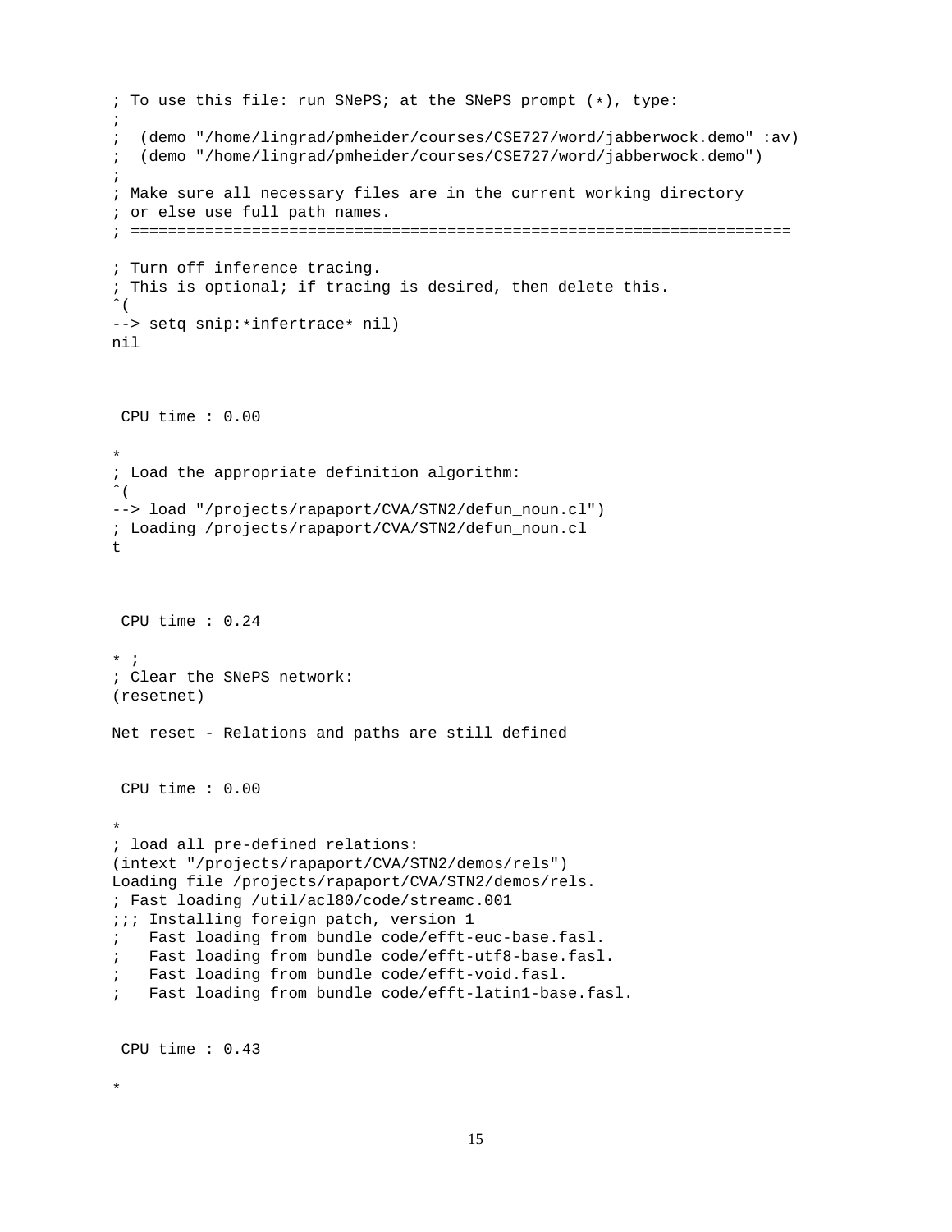```
; To use this file: run SNePS; at the SNePS prompt (*), type:
;
;  (demo "/home/lingrad/pmheider/courses/CSE727/word/jabberwock.demo" :av)
;  (demo "/home/lingrad/pmheider/courses/CSE727/word/jabberwock.demo")
;
; Make sure all necessary files are in the current working directory
; or else use full path names.
; =======================================================================

; Turn off inference tracing.
; This is optional; if tracing is desired, then delete this.
^(
--> setq snip:*infertrace* nil)
nil



 CPU time : 0.00

*
; Load the appropriate definition algorithm:
^(
--> load "/projects/rapaport/CVA/STN2/defun_noun.cl")
; Loading /projects/rapaport/CVA/STN2/defun_noun.cl
t



 CPU time : 0.24

* ;
; Clear the SNePS network:
(resetnet)

Net reset - Relations and paths are still defined


 CPU time : 0.00

*
; load all pre-defined relations:
(intext "/projects/rapaport/CVA/STN2/demos/rels")
Loading file /projects/rapaport/CVA/STN2/demos/rels.
; Fast loading /util/acl80/code/streamc.001
;;; Installing foreign patch, version 1
;   Fast loading from bundle code/efft-euc-base.fasl.
;   Fast loading from bundle code/efft-utf8-base.fasl.
;   Fast loading from bundle code/efft-void.fasl.
;   Fast loading from bundle code/efft-latin1-base.fasl.


 CPU time : 0.43

*
```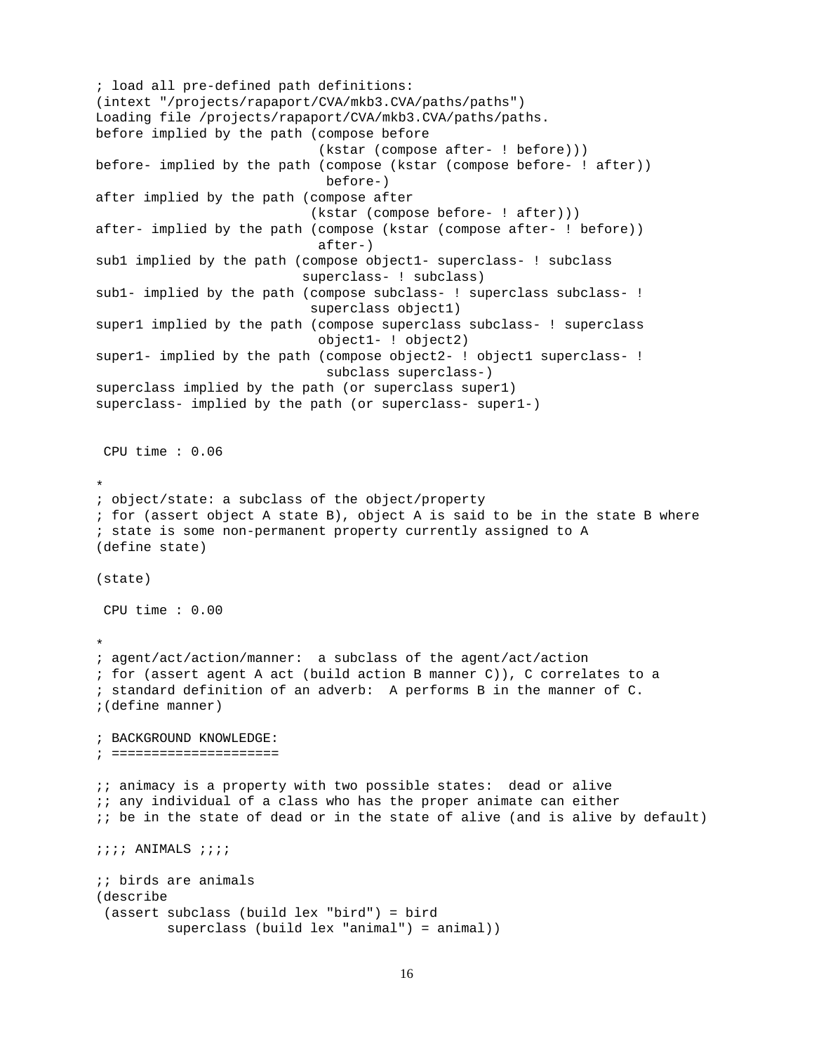```
; load all pre-defined path definitions:
(intext "/projects/rapaport/CVA/mkb3.CVA/paths/paths")
Loading file /projects/rapaport/CVA/mkb3.CVA/paths/paths.
before implied by the path (compose before
                            (kstar (compose after- ! before)))
before- implied by the path (compose (kstar (compose before- ! after))
                             before-)
after implied by the path (compose after
                           (kstar (compose before- ! after)))
after- implied by the path (compose (kstar (compose after- ! before))
                            after-)
sub1 implied by the path (compose object1- superclass- ! subclass
                          superclass- ! subclass)
sub1- implied by the path (compose subclass- ! superclass subclass- !
                           superclass object1)
super1 implied by the path (compose superclass subclass- ! superclass
                            object1- ! object2)
super1- implied by the path (compose object2- ! object1 superclass- !
                             subclass superclass-)
superclass implied by the path (or superclass super1)
superclass- implied by the path (or superclass- super1-)


 CPU time : 0.06

*
; object/state: a subclass of the object/property
; for (assert object A state B), object A is said to be in the state B where
; state is some non-permanent property currently assigned to A
(define state)

(state)

 CPU time : 0.00

*
; agent/act/action/manner:  a subclass of the agent/act/action
; for (assert agent A act (build action B manner C)), C correlates to a
; standard definition of an adverb:  A performs B in the manner of C.
;(define manner)

; BACKGROUND KNOWLEDGE:
; =====================

;; animacy is a property with two possible states:  dead or alive
;; any individual of a class who has the proper animate can either
;; be in the state of dead or in the state of alive (and is alive by default)

;;;; ANIMALS ;;;;

;; birds are animals
(describe
 (assert subclass (build lex "bird") = bird
         superclass (build lex "animal") = animal))
```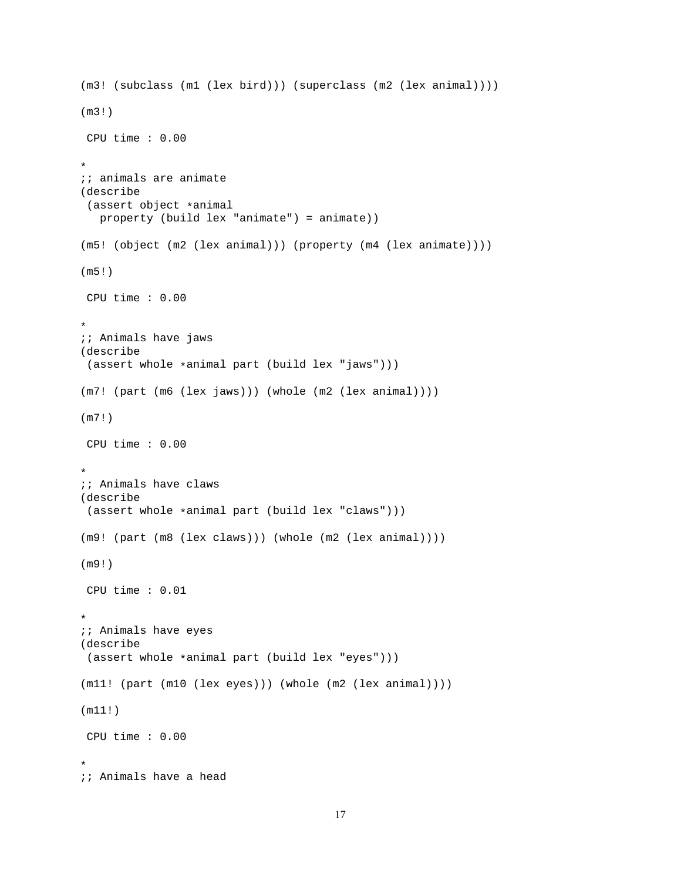```
(m3! (subclass (m1 (lex bird))) (superclass (m2 (lex animal))))

(m3!)

 CPU time : 0.00

*
;; animals are animate
(describe
 (assert object *animal
   property (build lex "animate") = animate))

(m5! (object (m2 (lex animal))) (property (m4 (lex animate))))

(m5!)

 CPU time : 0.00

*
;; Animals have jaws
(describe
 (assert whole *animal part (build lex "jaws")))

(m7! (part (m6 (lex jaws))) (whole (m2 (lex animal))))

(m7!)

 CPU time : 0.00

*
;; Animals have claws
(describe
 (assert whole *animal part (build lex "claws")))

(m9! (part (m8 (lex claws))) (whole (m2 (lex animal))))

(m9!)

 CPU time : 0.01

*
;; Animals have eyes
(describe
 (assert whole *animal part (build lex "eyes")))

(m11! (part (m10 (lex eyes))) (whole (m2 (lex animal))))

(m11!)

 CPU time : 0.00

*
;; Animals have a head
```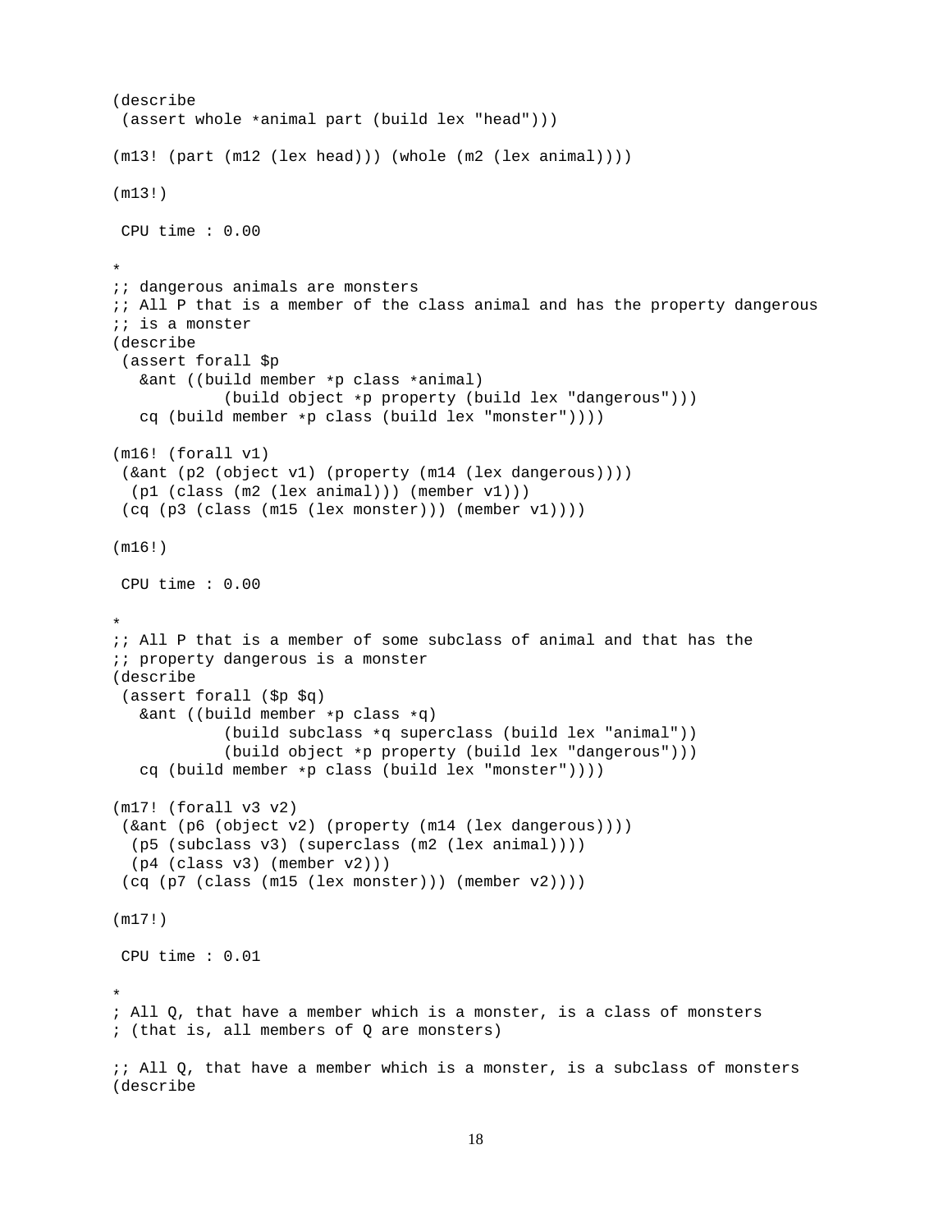```
(describe
 (assert whole *animal part (build lex "head")))

(m13! (part (m12 (lex head))) (whole (m2 (lex animal))))

(m13!)

 CPU time : 0.00

*
;; dangerous animals are monsters
;; All P that is a member of the class animal and has the property dangerous
;; is a monster
(describe
 (assert forall $p
   &ant ((build member *p class *animal)
            (build object *p property (build lex "dangerous")))
   cq (build member *p class (build lex "monster"))))

(m16! (forall v1)
 (&ant (p2 (object v1) (property (m14 (lex dangerous))))
  (p1 (class (m2 (lex animal))) (member v1)))
 (cq (p3 (class (m15 (lex monster))) (member v1))))

(m16!)

 CPU time : 0.00

*
;; All P that is a member of some subclass of animal and that has the
;; property dangerous is a monster
(describe
 (assert forall ($p $q)
   &ant ((build member *p class *q)
            (build subclass *q superclass (build lex "animal"))
            (build object *p property (build lex "dangerous")))
   cq (build member *p class (build lex "monster"))))

(m17! (forall v3 v2)
 (&ant (p6 (object v2) (property (m14 (lex dangerous))))
  (p5 (subclass v3) (superclass (m2 (lex animal))))
  (p4 (class v3) (member v2)))
 (cq (p7 (class (m15 (lex monster))) (member v2))))

(m17!)

 CPU time : 0.01

*
; All Q, that have a member which is a monster, is a class of monsters
; (that is, all members of Q are monsters)

;; All Q, that have a member which is a monster, is a subclass of monsters
(describe
```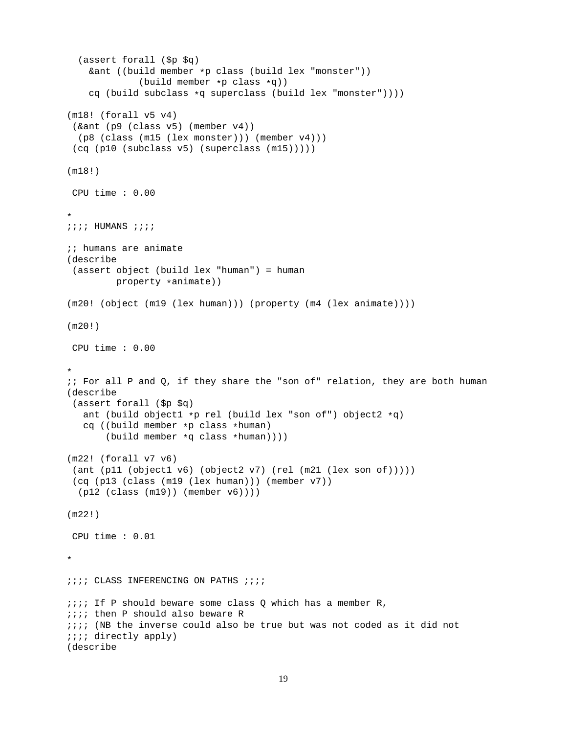```
  (assert forall ($p $q)
    &ant ((build member *p class (build lex "monster"))
              (build member *p class *q))
    cq (build subclass *q superclass (build lex "monster"))))

(m18! (forall v5 v4)
 (&ant (p9 (class v5) (member v4))
  (p8 (class (m15 (lex monster))) (member v4)))
 (cq (p10 (subclass v5) (superclass (m15)))))

(m18!)

 CPU time : 0.00

*
;;;; HUMANS ;;;;

;; humans are animate
(describe
 (assert object (build lex "human") = human
         property *animate))

(m20! (object (m19 (lex human))) (property (m4 (lex animate))))

(m20!)

 CPU time : 0.00

*
;; For all P and Q, if they share the "son of" relation, they are both human
(describe
 (assert forall ($p $q)
   ant (build object1 *p rel (build lex "son of") object2 *q)
   cq ((build member *p class *human)
       (build member *q class *human))))

(m22! (forall v7 v6)
 (ant (p11 (object1 v6) (object2 v7) (rel (m21 (lex son of)))))
 (cq (p13 (class (m19 (lex human))) (member v7))
  (p12 (class (m19)) (member v6))))

(m22!)

 CPU time : 0.01

*

;;;; CLASS INFERENCING ON PATHS ;;;;

;;;; If P should beware some class Q which has a member R,
;;;; then P should also beware R
;;;; (NB the inverse could also be true but was not coded as it did not
;;;; directly apply)
(describe
```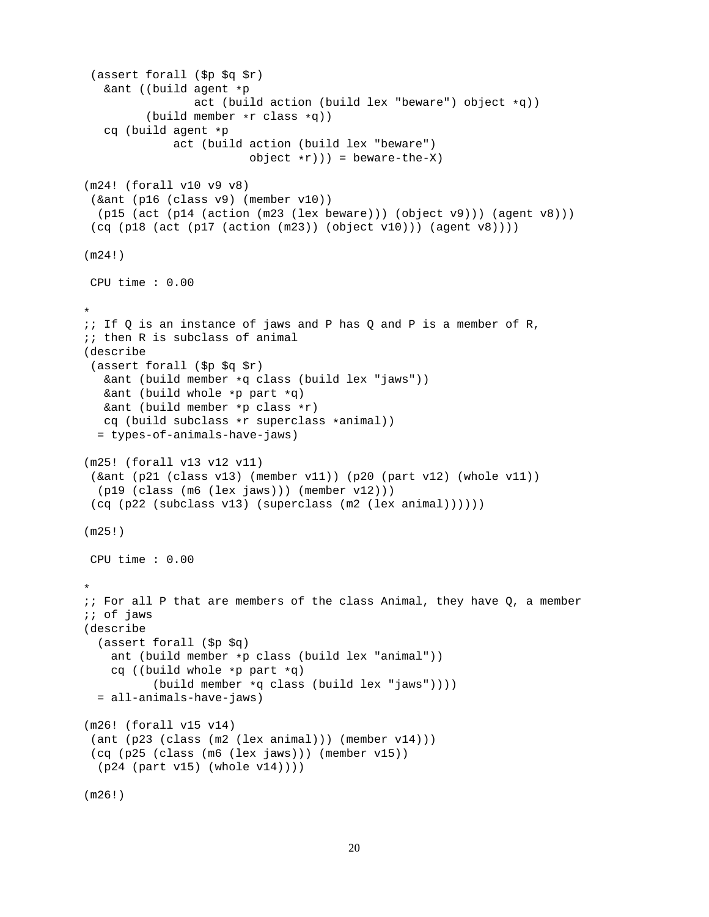```
 (assert forall ($p $q $r)
   &ant ((build agent *p
               act (build action (build lex "beware") object *q))
         (build member *r class *q))
   cq (build agent *p
             act (build action (build lex "beware")
                         object *r))) = beware-the-X)

(m24! (forall v10 v9 v8)
 (&ant (p16 (class v9) (member v10))
  (p15 (act (p14 (action (m23 (lex beware))) (object v9))) (agent v8)))
 (cq (p18 (act (p17 (action (m23)) (object v10))) (agent v8))))

(m24!)

 CPU time : 0.00

*
;; If Q is an instance of jaws and P has Q and P is a member of R,
;; then R is subclass of animal
(describe
 (assert forall ($p $q $r)
   &ant (build member *q class (build lex "jaws"))
   &ant (build whole *p part *q)
   &ant (build member *p class *r)
   cq (build subclass *r superclass *animal))
  = types-of-animals-have-jaws)

(m25! (forall v13 v12 v11)
 (&ant (p21 (class v13) (member v11)) (p20 (part v12) (whole v11))
  (p19 (class (m6 (lex jaws))) (member v12)))
 (cq (p22 (subclass v13) (superclass (m2 (lex animal))))))

(m25!)

 CPU time : 0.00

*
;; For all P that are members of the class Animal, they have Q, a member
;; of jaws
(describe
  (assert forall ($p $q)
    ant (build member *p class (build lex "animal"))
    cq ((build whole *p part *q)
          (build member *q class (build lex "jaws"))))
  = all-animals-have-jaws)

(m26! (forall v15 v14)
 (ant (p23 (class (m2 (lex animal))) (member v14)))
 (cq (p25 (class (m6 (lex jaws))) (member v15))
  (p24 (part v15) (whole v14))))

(m26!)
```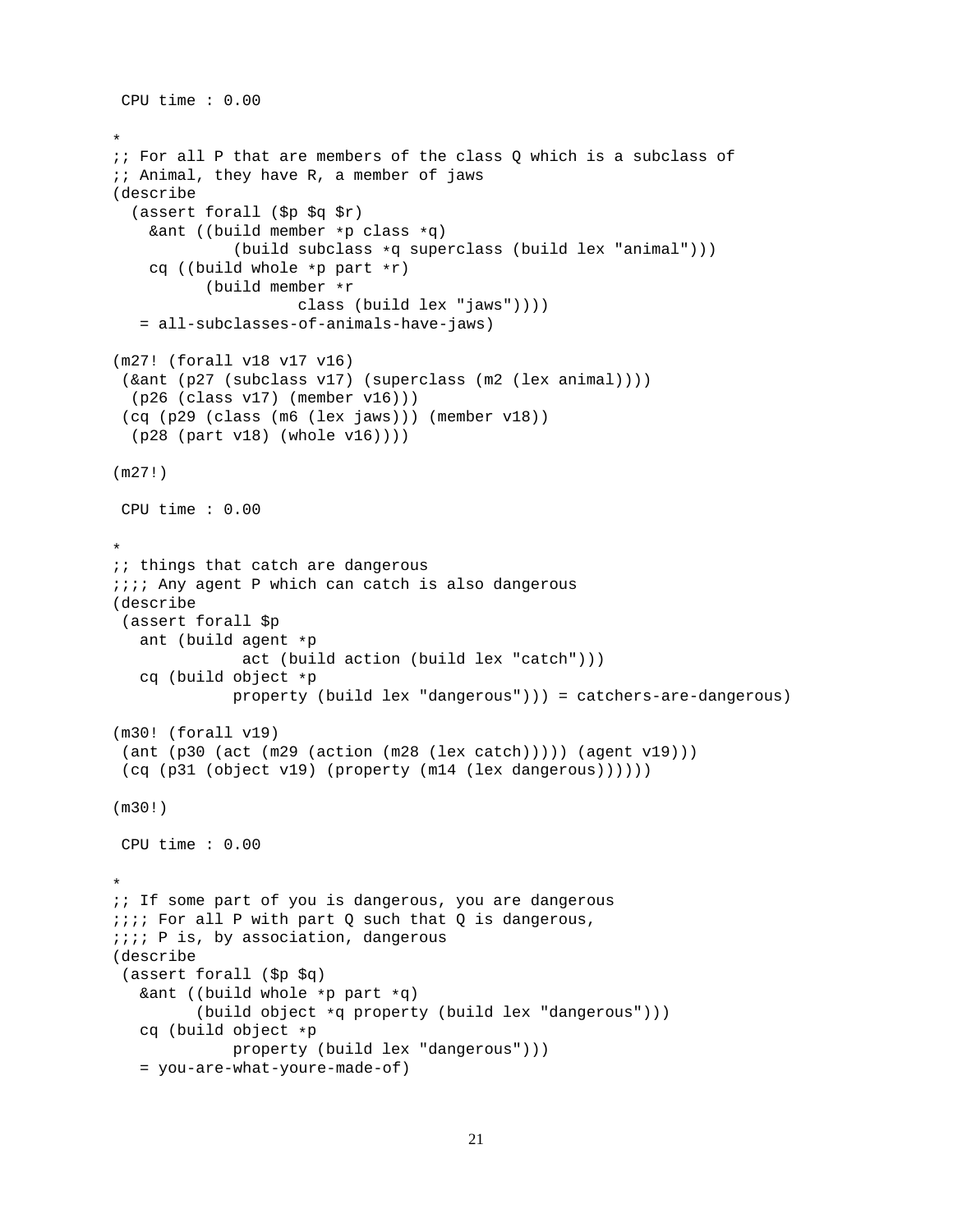```
 CPU time : 0.00

*
;; For all P that are members of the class Q which is a subclass of
;; Animal, they have R, a member of jaws
(describe
  (assert forall ($p $q $r)
    &ant ((build member *p class *q)
             (build subclass *q superclass (build lex "animal")))
    cq ((build whole *p part *r)
          (build member *r
                   class (build lex "jaws"))))
   = all-subclasses-of-animals-have-jaws)

(m27! (forall v18 v17 v16)
 (&ant (p27 (subclass v17) (superclass (m2 (lex animal))))
  (p26 (class v17) (member v16)))
 (cq (p29 (class (m6 (lex jaws))) (member v18))
  (p28 (part v18) (whole v16))))

(m27!)

 CPU time : 0.00

*
;; things that catch are dangerous
;;;; Any agent P which can catch is also dangerous
(describe
 (assert forall $p
   ant (build agent *p
              act (build action (build lex "catch")))
   cq (build object *p
             property (build lex "dangerous"))) = catchers-are-dangerous)

(m30! (forall v19)
 (ant (p30 (act (m29 (action (m28 (lex catch))))) (agent v19)))
 (cq (p31 (object v19) (property (m14 (lex dangerous))))))

(m30!)

 CPU time : 0.00

*
;; If some part of you is dangerous, you are dangerous
;;;; For all P with part Q such that Q is dangerous,
;;;; P is, by association, dangerous
(describe
 (assert forall ($p $q)
   &ant ((build whole *p part *q)
         (build object *q property (build lex "dangerous")))
   cq (build object *p
             property (build lex "dangerous")))
   = you-are-what-youre-made-of)
```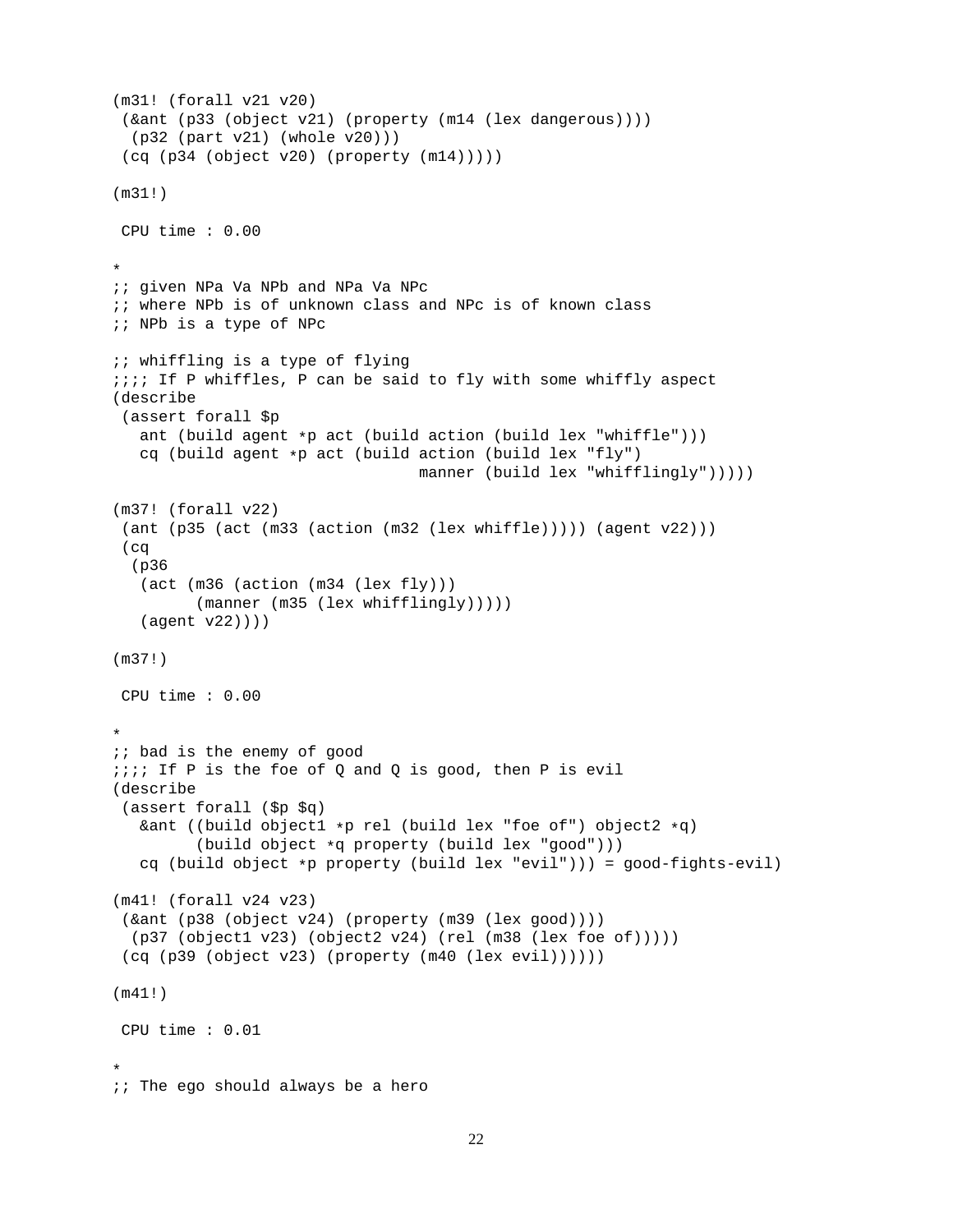```
(m31! (forall v21 v20)
 (&ant (p33 (object v21) (property (m14 (lex dangerous))))
  (p32 (part v21) (whole v20)))
 (cq (p34 (object v20) (property (m14)))))

(m31!)

 CPU time : 0.00

*
;; given NPa Va NPb and NPa Va NPc
;; where NPb is of unknown class and NPc is of known class
;; NPb is a type of NPc

;; whiffling is a type of flying
;;;; If P whiffles, P can be said to fly with some whiffly aspect
(describe
 (assert forall $p
   ant (build agent *p act (build action (build lex "whiffle")))
   cq (build agent *p act (build action (build lex "fly")
                               manner (build lex "whifflingly")))))

(m37! (forall v22)
 (ant (p35 (act (m33 (action (m32 (lex whiffle))))) (agent v22)))
 (cq
  (p36
   (act (m36 (action (m34 (lex fly)))
         (manner (m35 (lex whifflingly)))))
   (agent v22))))

(m37!)

 CPU time : 0.00

*
;; bad is the enemy of good
;;;; If P is the foe of Q and Q is good, then P is evil
(describe
 (assert forall ($p $q)
   &ant ((build object1 *p rel (build lex "foe of") object2 *q)
         (build object *q property (build lex "good")))
   cq (build object *p property (build lex "evil"))) = good-fights-evil)

(m41! (forall v24 v23)
 (&ant (p38 (object v24) (property (m39 (lex good))))
  (p37 (object1 v23) (object2 v24) (rel (m38 (lex foe of)))))
 (cq (p39 (object v23) (property (m40 (lex evil))))))

(m41!)

 CPU time : 0.01

*
;; The ego should always be a hero
```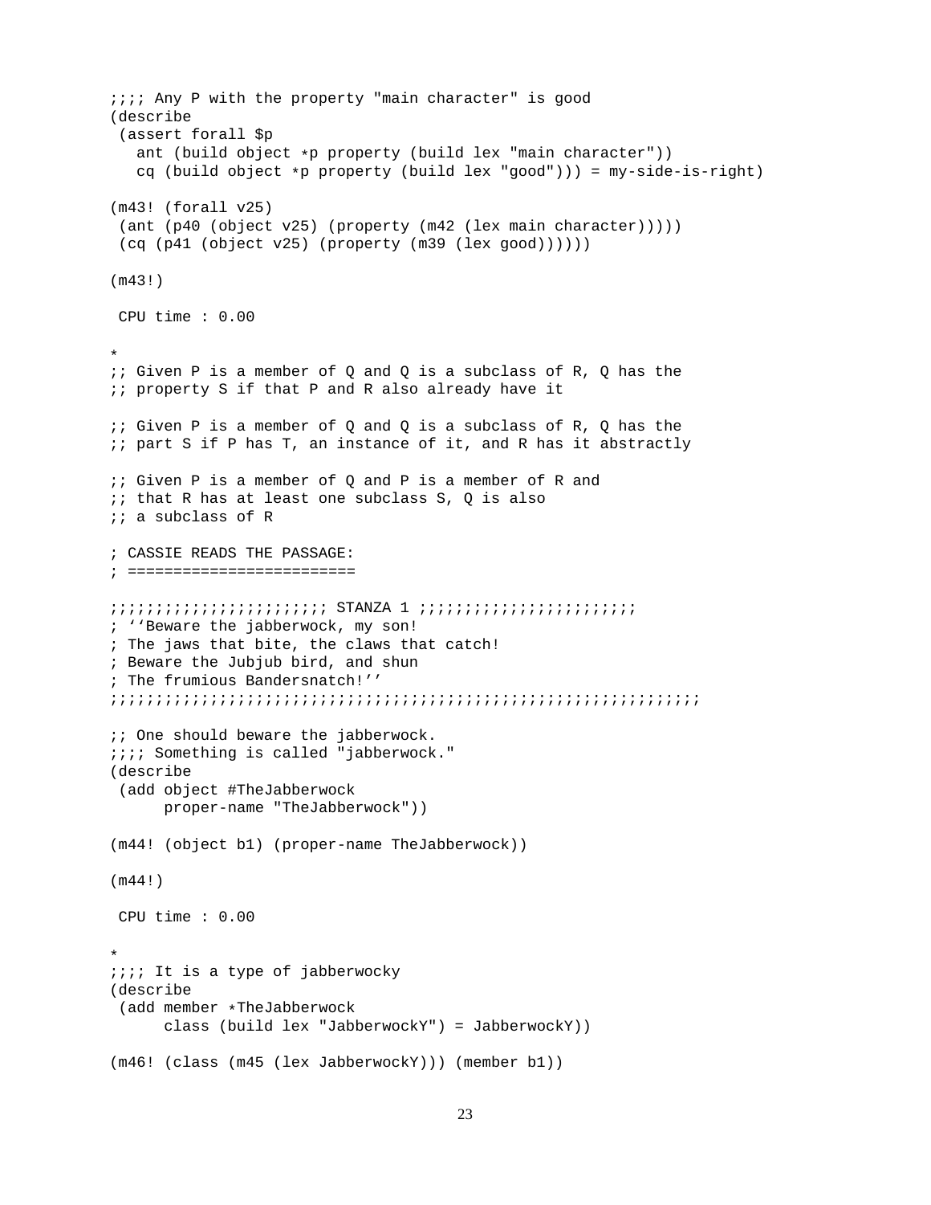```
;;;; Any P with the property "main character" is good
(describe
 (assert forall $p
   ant (build object *p property (build lex "main character"))
   cq (build object *p property (build lex "good"))) = my-side-is-right)

(m43! (forall v25)
 (ant (p40 (object v25) (property (m42 (lex main character)))))
 (cq (p41 (object v25) (property (m39 (lex good))))))

(m43!)

 CPU time : 0.00

*
;; Given P is a member of Q and Q is a subclass of R, Q has the
;; property S if that P and R also already have it

;; Given P is a member of Q and Q is a subclass of R, Q has the
;; part S if P has T, an instance of it, and R has it abstractly

;; Given P is a member of Q and P is a member of R and
;; that R has at least one subclass S, Q is also
;; a subclass of R

; CASSIE READS THE PASSAGE:
; ========================

;;;;;;;;;;;;;;;;;;;;;;; STANZA 1 ;;;;;;;;;;;;;;;;;;;;;;;
; ''Beware the jabberwock, my son!
; The jaws that bite, the claws that catch!
; Beware the Jubjub bird, and shun
; The frumious Bandersnatch!''
;;;;;;;;;;;;;;;;;;;;;;;;;;;;;;;;;;;;;;;;;;;;;;;;;;;;;;;;;;;;;;;;

;; One should beware the jabberwock.
;;;; Something is called "jabberwock."
(describe
 (add object #TheJabberwock
      proper-name "TheJabberwock"))

(m44! (object b1) (proper-name TheJabberwock))

(m44!)

 CPU time : 0.00

*
;;;; It is a type of jabberwocky
(describe
 (add member *TheJabberwock
      class (build lex "JabberwockY") = JabberwockY))

(m46! (class (m45 (lex JabberwockY))) (member b1))
```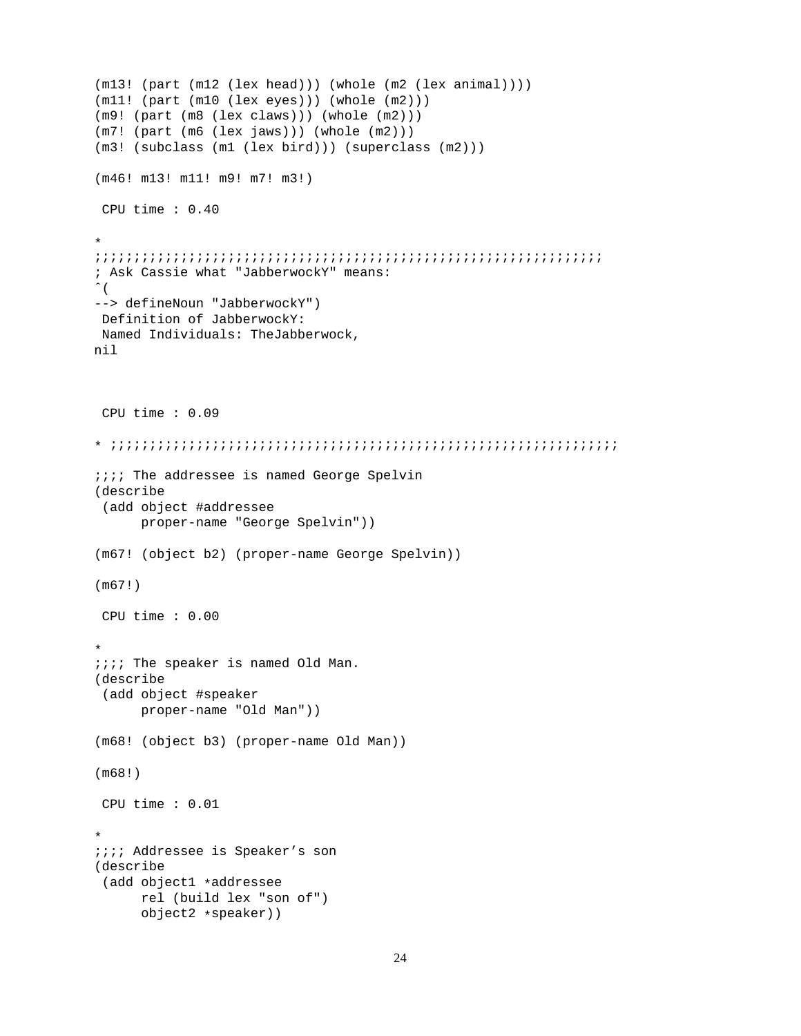```
(m13! (part (m12 (lex head))) (whole (m2 (lex animal))))
(m11! (part (m10 (lex eyes))) (whole (m2)))
(m9! (part (m8 (lex claws))) (whole (m2)))
(m7! (part (m6 (lex jaws))) (whole (m2)))
(m3! (subclass (m1 (lex bird))) (superclass (m2)))

(m46! m13! m11! m9! m7! m3!)

 CPU time : 0.40

*
;;;;;;;;;;;;;;;;;;;;;;;;;;;;;;;;;;;;;;;;;;;;;;;;;;;;;;;;;;;;;;;;
; Ask Cassie what "JabberwockY" means:
^(
--> defineNoun "JabberwockY")
 Definition of JabberwockY:
 Named Individuals: TheJabberwock,
nil



 CPU time : 0.09

* ;;;;;;;;;;;;;;;;;;;;;;;;;;;;;;;;;;;;;;;;;;;;;;;;;;;;;;;;;;;;;;;;;

;;;; The addressee is named George Spelvin
(describe
 (add object #addressee
      proper-name "George Spelvin"))

(m67! (object b2) (proper-name George Spelvin))

(m67!)

 CPU time : 0.00

*
;;;; The speaker is named Old Man.
(describe
 (add object #speaker
      proper-name "Old Man"))

(m68! (object b3) (proper-name Old Man))

(m68!)

 CPU time : 0.01

*
;;;; Addressee is Speaker's son
(describe
 (add object1 *addressee
      rel (build lex "son of")
      object2 *speaker))
```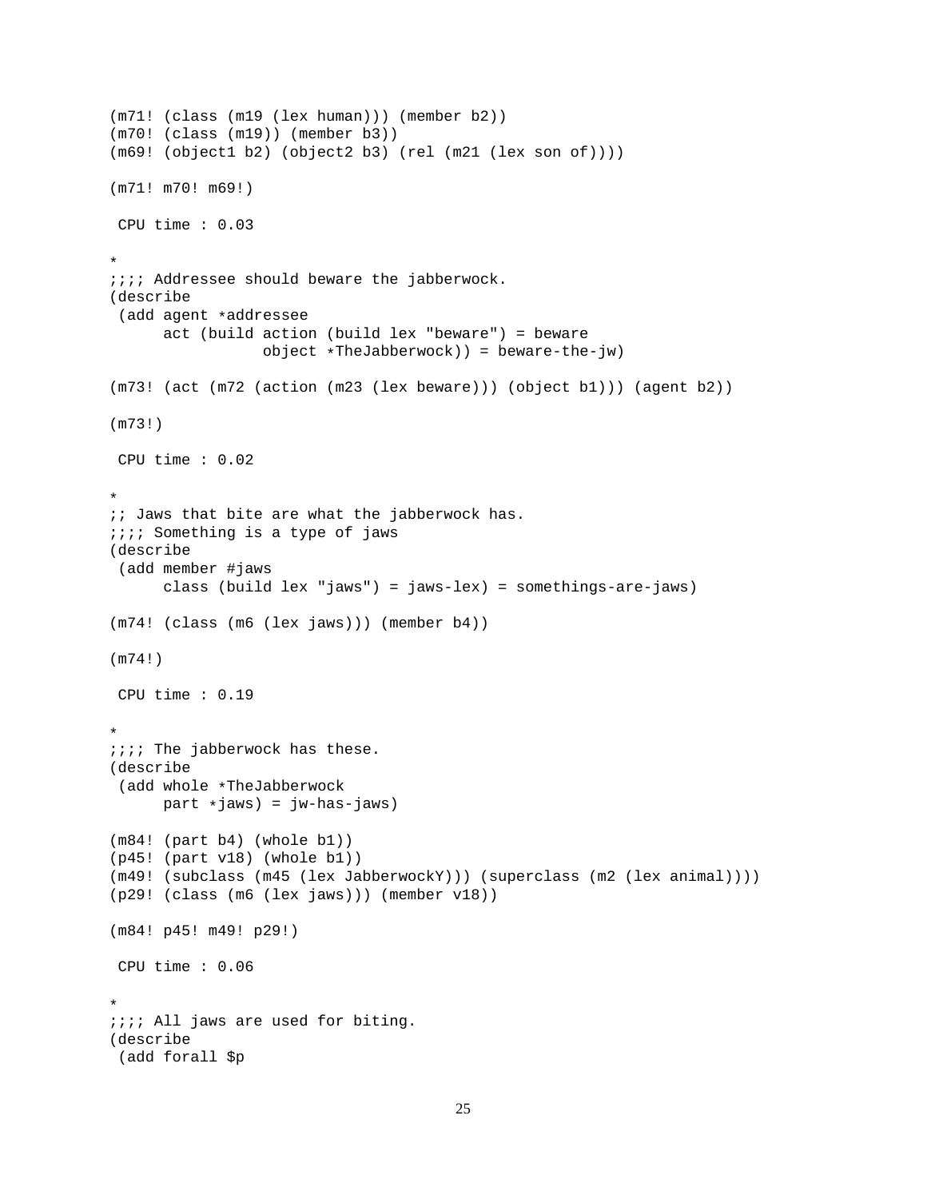```
(m71! (class (m19 (lex human))) (member b2))
(m70! (class (m19)) (member b3))
(m69! (object1 b2) (object2 b3) (rel (m21 (lex son of))))

(m71! m70! m69!)

 CPU time : 0.03

*
;;;; Addressee should beware the jabberwock.
(describe
 (add agent *addressee
      act (build action (build lex "beware") = beware
                 object *TheJabberwock)) = beware-the-jw)

(m73! (act (m72 (action (m23 (lex beware))) (object b1))) (agent b2))

(m73!)

 CPU time : 0.02

*
;; Jaws that bite are what the jabberwock has.
;;;; Something is a type of jaws
(describe
 (add member #jaws
      class (build lex "jaws") = jaws-lex) = somethings-are-jaws)

(m74! (class (m6 (lex jaws))) (member b4))

(m74!)

 CPU time : 0.19

*
;;;; The jabberwock has these.
(describe
 (add whole *TheJabberwock
      part *jaws) = jw-has-jaws)

(m84! (part b4) (whole b1))
(p45! (part v18) (whole b1))
(m49! (subclass (m45 (lex JabberwockY))) (superclass (m2 (lex animal))))
(p29! (class (m6 (lex jaws))) (member v18))

(m84! p45! m49! p29!)

 CPU time : 0.06

*
;;;; All jaws are used for biting.
(describe
 (add forall $p
```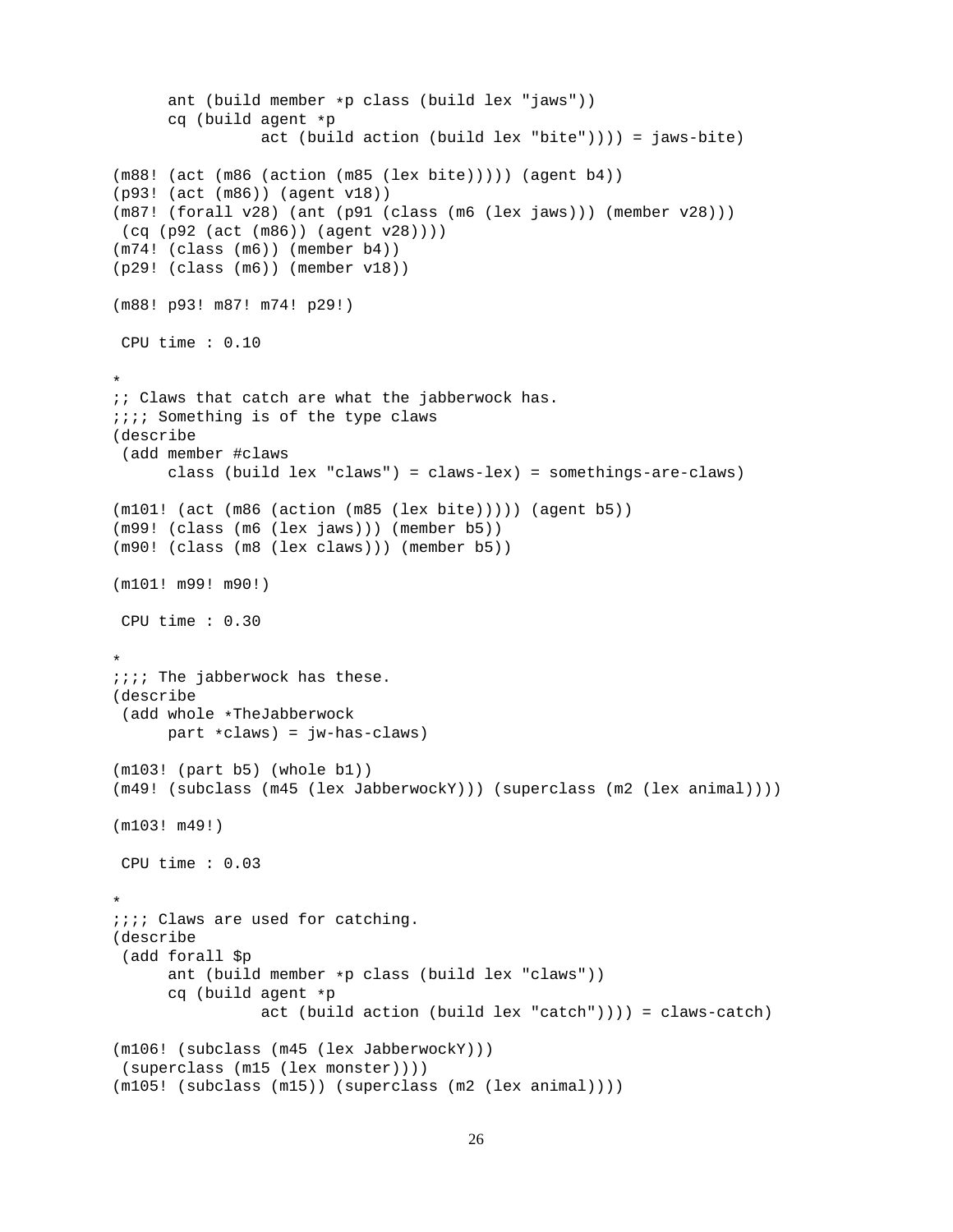```
      ant (build member *p class (build lex "jaws"))
      cq (build agent *p
                act (build action (build lex "bite")))) = jaws-bite)

(m88! (act (m86 (action (m85 (lex bite))))) (agent b4))
(p93! (act (m86)) (agent v18))
(m87! (forall v28) (ant (p91 (class (m6 (lex jaws))) (member v28)))
 (cq (p92 (act (m86)) (agent v28))))
(m74! (class (m6)) (member b4))
(p29! (class (m6)) (member v18))

(m88! p93! m87! m74! p29!)

 CPU time : 0.10

*
;; Claws that catch are what the jabberwock has.
;;;; Something is of the type claws
(describe
 (add member #claws
      class (build lex "claws") = claws-lex) = somethings-are-claws)

(m101! (act (m86 (action (m85 (lex bite))))) (agent b5))
(m99! (class (m6 (lex jaws))) (member b5))
(m90! (class (m8 (lex claws))) (member b5))

(m101! m99! m90!)

 CPU time : 0.30

*
;;;; The jabberwock has these.
(describe
 (add whole *TheJabberwock
      part *claws) = jw-has-claws)

(m103! (part b5) (whole b1))
(m49! (subclass (m45 (lex JabberwockY))) (superclass (m2 (lex animal))))

(m103! m49!)

 CPU time : 0.03

*
;;;; Claws are used for catching.
(describe
 (add forall $p
      ant (build member *p class (build lex "claws"))
      cq (build agent *p
                act (build action (build lex "catch")))) = claws-catch)

(m106! (subclass (m45 (lex JabberwockY)))
 (superclass (m15 (lex monster))))
(m105! (subclass (m15)) (superclass (m2 (lex animal))))
```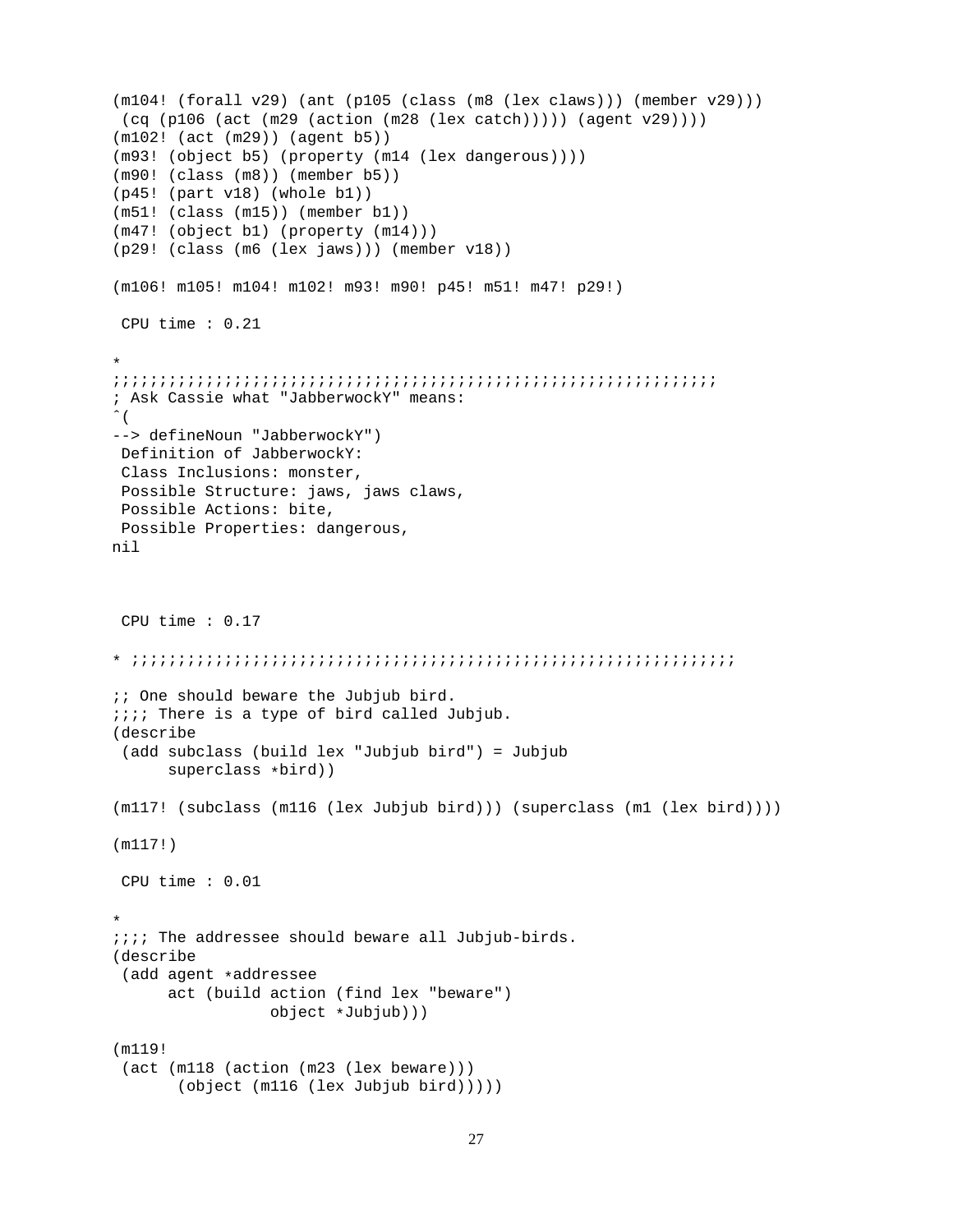```
(m104! (forall v29) (ant (p105 (class (m8 (lex claws))) (member v29)))
 (cq (p106 (act (m29 (action (m28 (lex catch))))) (agent v29))))
(m102! (act (m29)) (agent b5))
(m93! (object b5) (property (m14 (lex dangerous))))
(m90! (class (m8)) (member b5))
(p45! (part v18) (whole b1))
(m51! (class (m15)) (member b1))
(m47! (object b1) (property (m14)))
(p29! (class (m6 (lex jaws))) (member v18))

(m106! m105! m104! m102! m93! m90! p45! m51! m47! p29!)

 CPU time : 0.21

*
;;;;;;;;;;;;;;;;;;;;;;;;;;;;;;;;;;;;;;;;;;;;;;;;;;;;;;;;;;;;;;;;;
; Ask Cassie what "JabberwockY" means:
^(
--> defineNoun "JabberwockY")
 Definition of JabberwockY:
 Class Inclusions: monster,
 Possible Structure: jaws, jaws claws,
 Possible Actions: bite,
 Possible Properties: dangerous,
nil



 CPU time : 0.17

* ;;;;;;;;;;;;;;;;;;;;;;;;;;;;;;;;;;;;;;;;;;;;;;;;;;;;;;;;;;;;;;;;;

;; One should beware the Jubjub bird.
;;;; There is a type of bird called Jubjub.
(describe
 (add subclass (build lex "Jubjub bird") = Jubjub
      superclass *bird))

(m117! (subclass (m116 (lex Jubjub bird))) (superclass (m1 (lex bird))))

(m117!)

 CPU time : 0.01

*
;;;; The addressee should beware all Jubjub-birds.
(describe
 (add agent *addressee
      act (build action (find lex "beware")
                 object *Jubjub)))

(m119!
 (act (m118 (action (m23 (lex beware)))
       (object (m116 (lex Jubjub bird)))))
```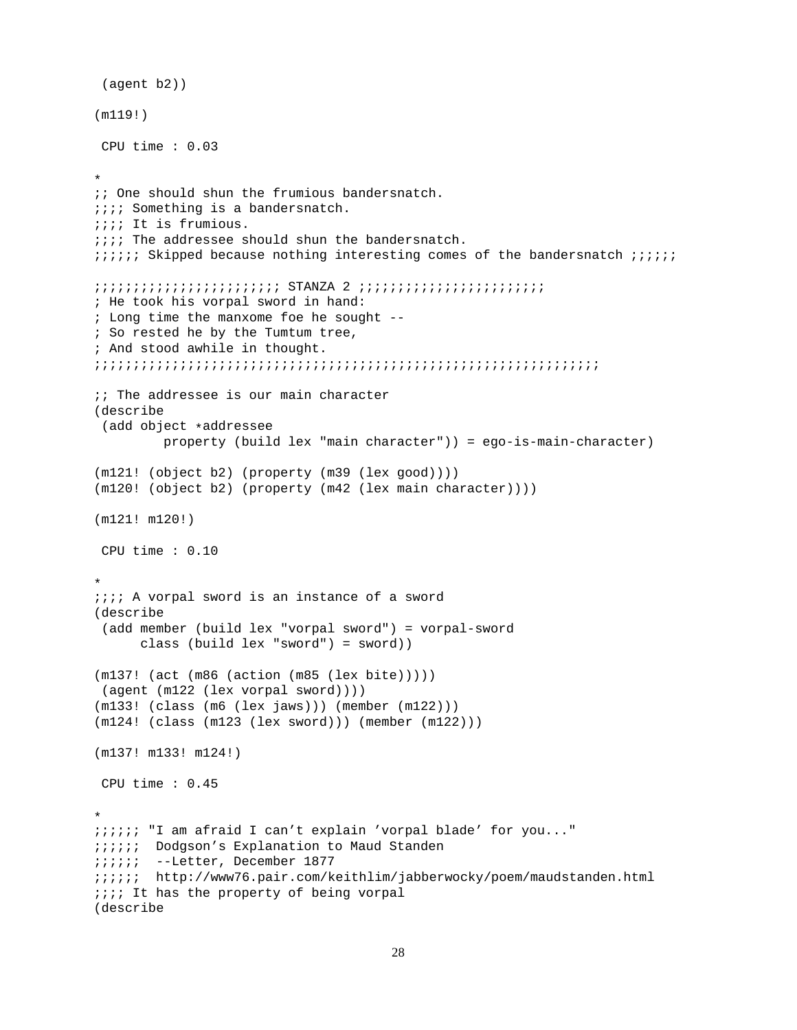```
 (agent b2))

(m119!)

 CPU time : 0.03

*
;; One should shun the frumious bandersnatch.
;;;; Something is a bandersnatch.
;;;; It is frumious.
;;;; The addressee should shun the bandersnatch.
;;;;;; Skipped because nothing interesting comes of the bandersnatch ;;;;;;

;;;;;;;;;;;;;;;;;;;;;;; STANZA 2 ;;;;;;;;;;;;;;;;;;;;;;;;
; He took his vorpal sword in hand:
; Long time the manxome foe he sought --
; So rested he by the Tumtum tree,
; And stood awhile in thought.
;;;;;;;;;;;;;;;;;;;;;;;;;;;;;;;;;;;;;;;;;;;;;;;;;;;;;;;;;;;;;;;;;;

;; The addressee is our main character
(describe
 (add object *addressee
         property (build lex "main character")) = ego-is-main-character)

(m121! (object b2) (property (m39 (lex good))))
(m120! (object b2) (property (m42 (lex main character))))

(m121! m120!)

 CPU time : 0.10

*
;;;; A vorpal sword is an instance of a sword
(describe
 (add member (build lex "vorpal sword") = vorpal-sword
      class (build lex "sword") = sword))

(m137! (act (m86 (action (m85 (lex bite)))))
 (agent (m122 (lex vorpal sword))))
(m133! (class (m6 (lex jaws))) (member (m122)))
(m124! (class (m123 (lex sword))) (member (m122)))

(m137! m133! m124!)

 CPU time : 0.45

*
;;;;;; "I am afraid I can't explain 'vorpal blade' for you..."
;;;;;;  Dodgson's Explanation to Maud Standen
;;;;;;  --Letter, December 1877
;;;;;;  http://www76.pair.com/keithlim/jabberwocky/poem/maudstanden.html
;;;; It has the property of being vorpal
(describe
```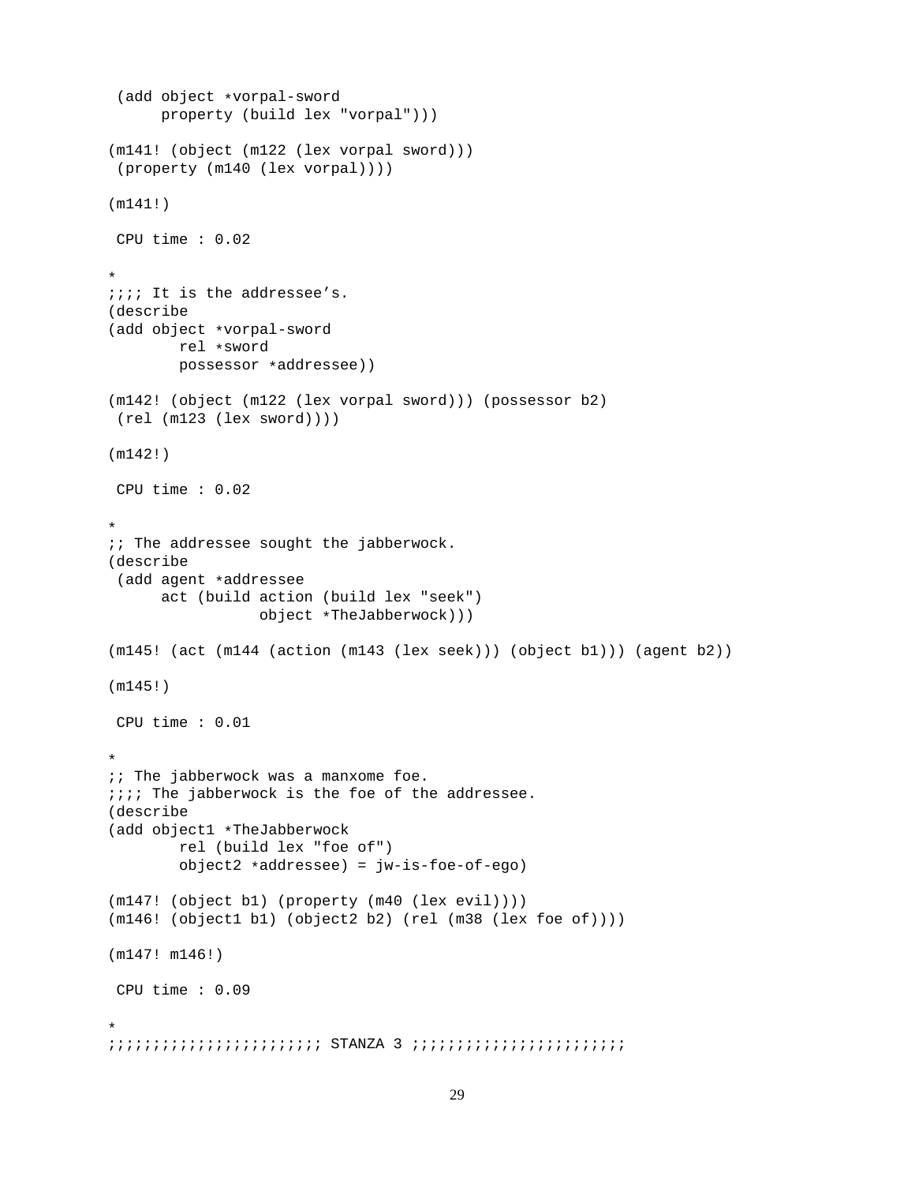```
 (add object *vorpal-sword
      property (build lex "vorpal")))

(m141! (object (m122 (lex vorpal sword)))
 (property (m140 (lex vorpal))))

(m141!)

 CPU time : 0.02

*
;;;; It is the addressee’s.
(describe
(add object *vorpal-sword
        rel *sword
        possessor *addressee))

(m142! (object (m122 (lex vorpal sword))) (possessor b2)
 (rel (m123 (lex sword))))

(m142!)

 CPU time : 0.02

*
;; The addressee sought the jabberwock.
(describe
 (add agent *addressee
      act (build action (build lex "seek")
                 object *TheJabberwock)))

(m145! (act (m144 (action (m143 (lex seek))) (object b1))) (agent b2))

(m145!)

 CPU time : 0.01

*
;; The jabberwock was a manxome foe.
;;;; The jabberwock is the foe of the addressee.
(describe
(add object1 *TheJabberwock
        rel (build lex "foe of")
        object2 *addressee) = jw-is-foe-of-ego)

(m147! (object b1) (property (m40 (lex evil))))
(m146! (object1 b1) (object2 b2) (rel (m38 (lex foe of))))

(m147! m146!)

 CPU time : 0.09

*
;;;;;;;;;;;;;;;;;;;;;;;; STANZA 3 ;;;;;;;;;;;;;;;;;;;;;;;;
```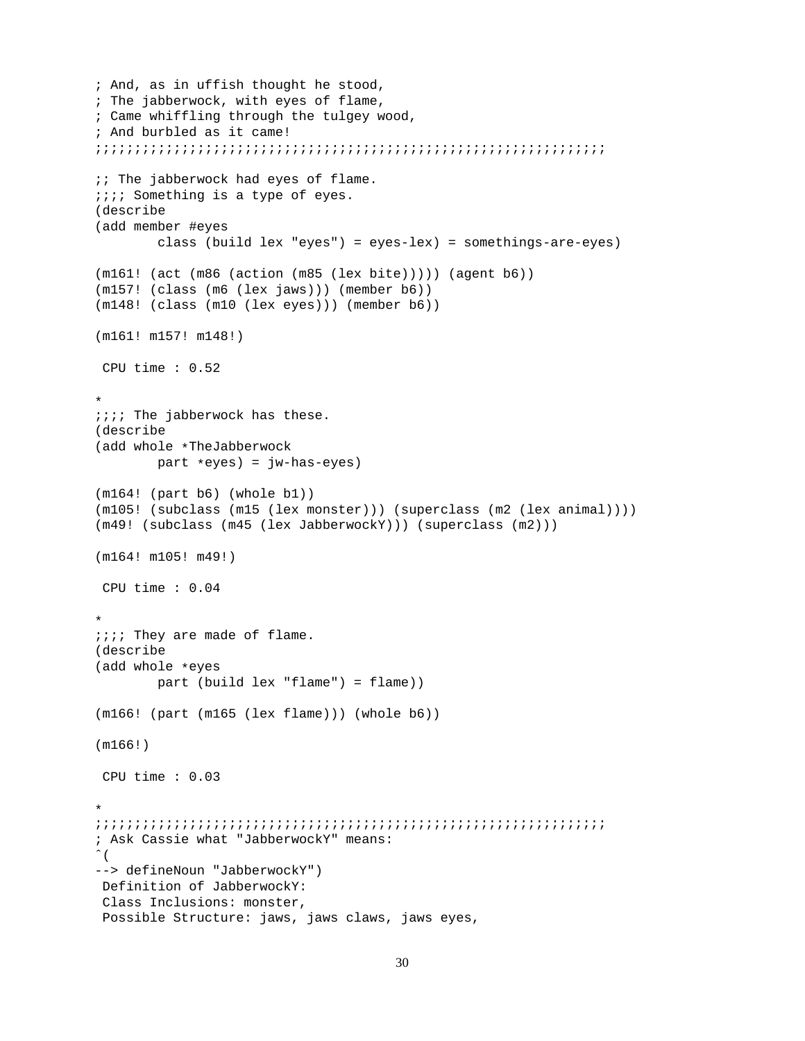```
; And, as in uffish thought he stood,
; The jabberwock, with eyes of flame,
; Came whiffling through the tulgey wood,
; And burbled as it came!
;;;;;;;;;;;;;;;;;;;;;;;;;;;;;;;;;;;;;;;;;;;;;;;;;;;;;;;;;;;;;;;;;

;; The jabberwock had eyes of flame.
;;;; Something is a type of eyes.
(describe
(add member #eyes
        class (build lex "eyes") = eyes-lex) = somethings-are-eyes)

(m161! (act (m86 (action (m85 (lex bite))))) (agent b6))
(m157! (class (m6 (lex jaws))) (member b6))
(m148! (class (m10 (lex eyes))) (member b6))

(m161! m157! m148!)

 CPU time : 0.52

*
;;;; The jabberwock has these.
(describe
(add whole *TheJabberwock
        part *eyes) = jw-has-eyes)

(m164! (part b6) (whole b1))
(m105! (subclass (m15 (lex monster))) (superclass (m2 (lex animal))))
(m49! (subclass (m45 (lex JabberwockY))) (superclass (m2)))

(m164! m105! m49!)

 CPU time : 0.04

*
;;;; They are made of flame.
(describe
(add whole *eyes
        part (build lex "flame") = flame))

(m166! (part (m165 (lex flame))) (whole b6))

(m166!)

 CPU time : 0.03

*
;;;;;;;;;;;;;;;;;;;;;;;;;;;;;;;;;;;;;;;;;;;;;;;;;;;;;;;;;;;;;;;;;
; Ask Cassie what "JabberwockY" means:
^(
--> defineNoun "JabberwockY")
 Definition of JabberwockY:
 Class Inclusions: monster,
 Possible Structure: jaws, jaws claws, jaws eyes,
```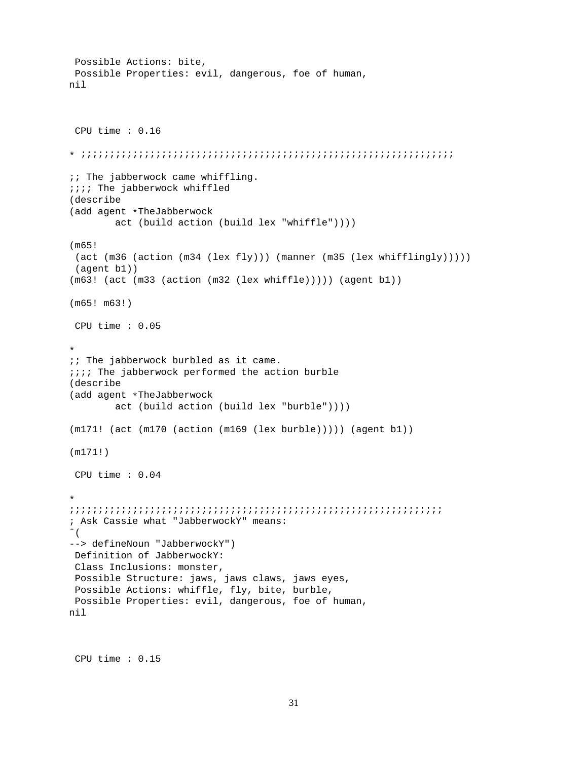```
 Possible Actions: bite,
 Possible Properties: evil, dangerous, foe of human,
nil



 CPU time : 0.16

* ;;;;;;;;;;;;;;;;;;;;;;;;;;;;;;;;;;;;;;;;;;;;;;;;;;;;;;;;;;;;;;;;

;; The jabberwock came whiffling.
;;;; The jabberwock whiffled
(describe
(add agent *TheJabberwock
        act (build action (build lex "whiffle"))))

(m65!
 (act (m36 (action (m34 (lex fly))) (manner (m35 (lex whifflingly)))))
 (agent b1))
(m63! (act (m33 (action (m32 (lex whiffle))))) (agent b1))

(m65! m63!)

 CPU time : 0.05

*
;; The jabberwock burbled as it came.
;;;; The jabberwock performed the action burble
(describe
(add agent *TheJabberwock
        act (build action (build lex "burble"))))

(m171! (act (m170 (action (m169 (lex burble))))) (agent b1))

(m171!)

 CPU time : 0.04

*
;;;;;;;;;;;;;;;;;;;;;;;;;;;;;;;;;;;;;;;;;;;;;;;;;;;;;;;;;;;;;;;;
; Ask Cassie what "JabberwockY" means:
^(
--> defineNoun "JabberwockY")
 Definition of JabberwockY:
 Class Inclusions: monster,
 Possible Structure: jaws, jaws claws, jaws eyes,
 Possible Actions: whiffle, fly, bite, burble,
 Possible Properties: evil, dangerous, foe of human,
nil



 CPU time : 0.15
```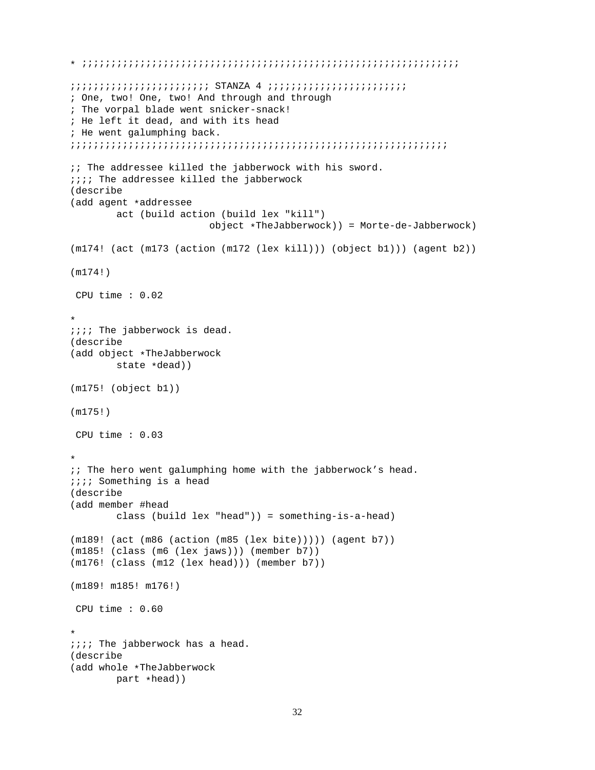```
* ;;;;;;;;;;;;;;;;;;;;;;;;;;;;;;;;;;;;;;;;;;;;;;;;;;;;;;;;;;;;;;;;;;;

;;;;;;;;;;;;;;;;;;;;;;;; STANZA 4 ;;;;;;;;;;;;;;;;;;;;;;;;
; One, two! One, two! And through and through
; The vorpal blade went snicker-snack!
; He left it dead, and with its head
; He went galumphing back.
;;;;;;;;;;;;;;;;;;;;;;;;;;;;;;;;;;;;;;;;;;;;;;;;;;;;;;;;;;;;;;;;;;;

;; The addressee killed the jabberwock with his sword.
;;;; The addressee killed the jabberwock
(describe
(add agent *addressee
        act (build action (build lex "kill")
                        object *TheJabberwock)) = Morte-de-Jabberwock)

(m174! (act (m173 (action (m172 (lex kill))) (object b1))) (agent b2))

(m174!)

 CPU time : 0.02

*
;;;; The jabberwock is dead.
(describe
(add object *TheJabberwock
        state *dead))

(m175! (object b1))

(m175!)

 CPU time : 0.03

*
;; The hero went galumphing home with the jabberwock's head.
;;;; Something is a head
(describe
(add member #head
        class (build lex "head")) = something-is-a-head)

(m189! (act (m86 (action (m85 (lex bite))))) (agent b7))
(m185! (class (m6 (lex jaws))) (member b7))
(m176! (class (m12 (lex head))) (member b7))

(m189! m185! m176!)

 CPU time : 0.60

*
;;;; The jabberwock has a head.
(describe
(add whole *TheJabberwock
        part *head))
```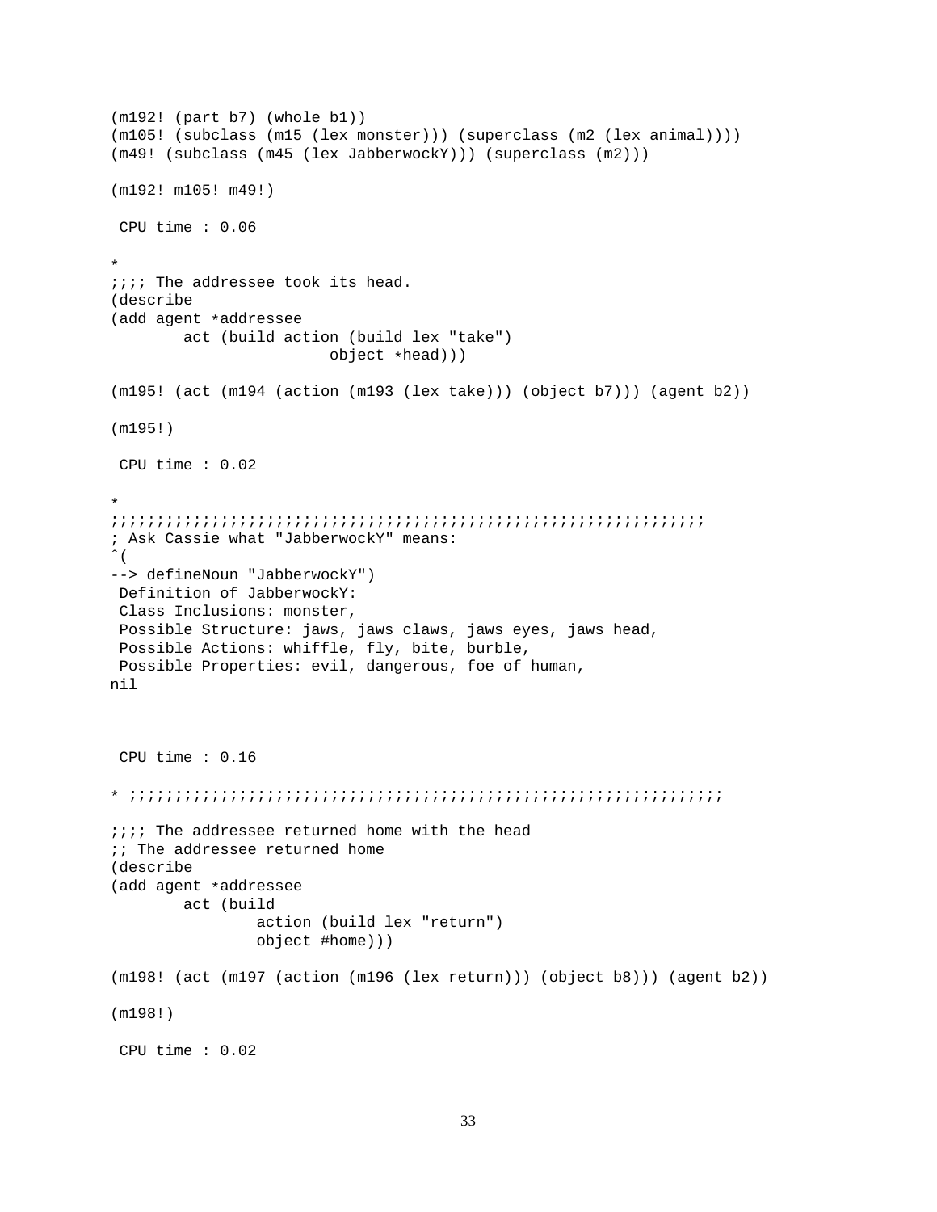```
(m192! (part b7) (whole b1))
(m105! (subclass (m15 (lex monster))) (superclass (m2 (lex animal))))
(m49! (subclass (m45 (lex JabberwockY))) (superclass (m2)))

(m192! m105! m49!)

 CPU time : 0.06

*
;;;; The addressee took its head.
(describe
(add agent *addressee
        act (build action (build lex "take")
                        object *head)))

(m195! (act (m194 (action (m193 (lex take))) (object b7))) (agent b2))

(m195!)

 CPU time : 0.02

*
;;;;;;;;;;;;;;;;;;;;;;;;;;;;;;;;;;;;;;;;;;;;;;;;;;;;;;;;;;;;;;;;
; Ask Cassie what "JabberwockY" means:
^(
--> defineNoun "JabberwockY")
 Definition of JabberwockY:
 Class Inclusions: monster,
 Possible Structure: jaws, jaws claws, jaws eyes, jaws head,
 Possible Actions: whiffle, fly, bite, burble,
 Possible Properties: evil, dangerous, foe of human,
nil



 CPU time : 0.16

* ;;;;;;;;;;;;;;;;;;;;;;;;;;;;;;;;;;;;;;;;;;;;;;;;;;;;;;;;;;;;;;;;

;;;; The addressee returned home with the head
;; The addressee returned home
(describe
(add agent *addressee
        act (build
                action (build lex "return")
                object #home)))

(m198! (act (m197 (action (m196 (lex return))) (object b8))) (agent b2))

(m198!)

 CPU time : 0.02
```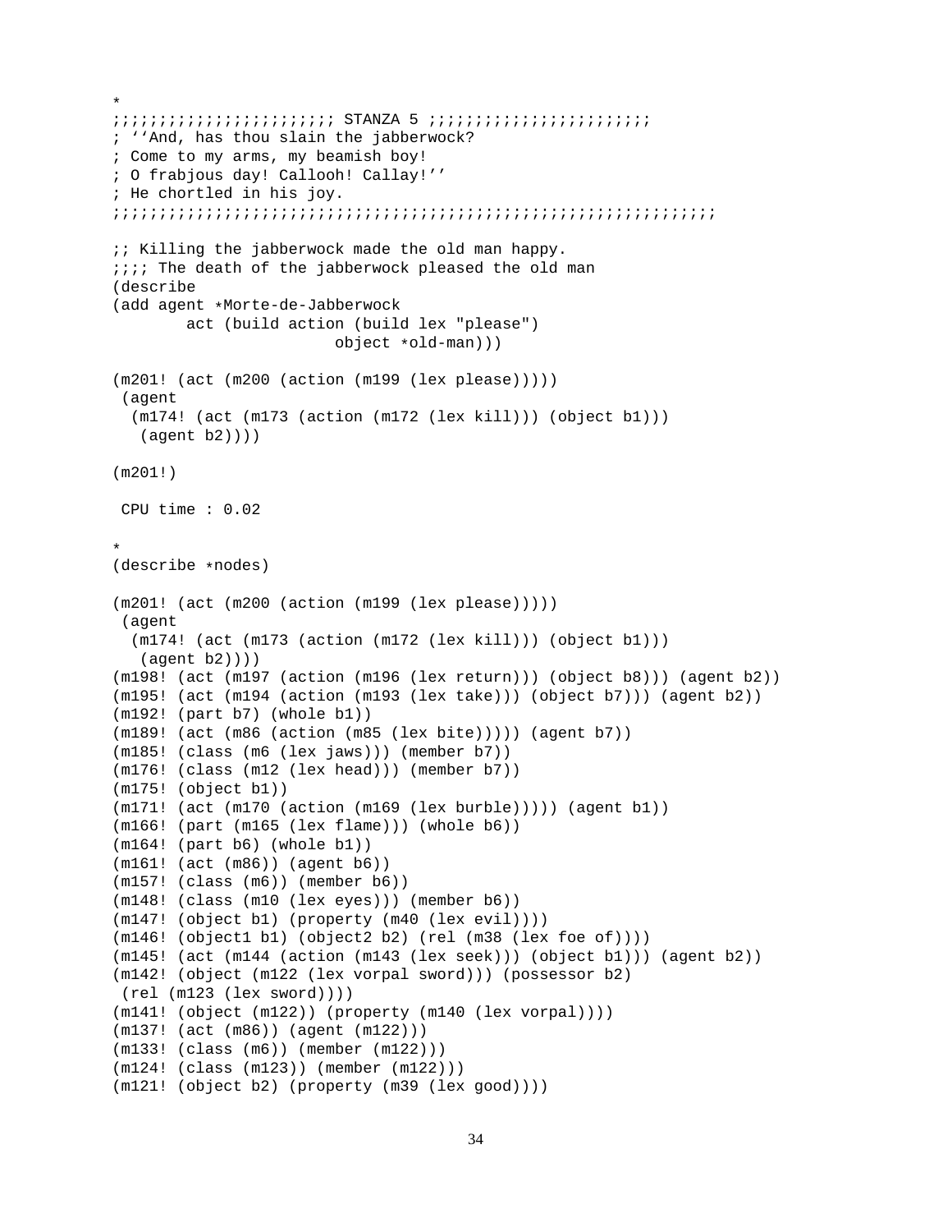```
*
;;;;;;;;;;;;;;;;;;;;;;;; STANZA 5 ;;;;;;;;;;;;;;;;;;;;;;;;
; ''And, has thou slain the jabberwock?
; Come to my arms, my beamish boy!
; O frabjous day! Callooh! Callay!''
; He chortled in his joy.
;;;;;;;;;;;;;;;;;;;;;;;;;;;;;;;;;;;;;;;;;;;;;;;;;;;;;;;;;;;;;;;;;

;; Killing the jabberwock made the old man happy.
;;;; The death of the jabberwock pleased the old man
(describe
(add agent *Morte-de-Jabberwock
        act (build action (build lex "please")
                        object *old-man)))

(m201! (act (m200 (action (m199 (lex please)))))
 (agent
  (m174! (act (m173 (action (m172 (lex kill))) (object b1)))
   (agent b2))))

(m201!)

 CPU time : 0.02

*
(describe *nodes)

(m201! (act (m200 (action (m199 (lex please)))))
 (agent
  (m174! (act (m173 (action (m172 (lex kill))) (object b1)))
   (agent b2))))
(m198! (act (m197 (action (m196 (lex return))) (object b8))) (agent b2))
(m195! (act (m194 (action (m193 (lex take))) (object b7))) (agent b2))
(m192! (part b7) (whole b1))
(m189! (act (m86 (action (m85 (lex bite))))) (agent b7))
(m185! (class (m6 (lex jaws))) (member b7))
(m176! (class (m12 (lex head))) (member b7))
(m175! (object b1))
(m171! (act (m170 (action (m169 (lex burble))))) (agent b1))
(m166! (part (m165 (lex flame))) (whole b6))
(m164! (part b6) (whole b1))
(m161! (act (m86)) (agent b6))
(m157! (class (m6)) (member b6))
(m148! (class (m10 (lex eyes))) (member b6))
(m147! (object b1) (property (m40 (lex evil))))
(m146! (object1 b1) (object2 b2) (rel (m38 (lex foe of))))
(m145! (act (m144 (action (m143 (lex seek))) (object b1))) (agent b2))
(m142! (object (m122 (lex vorpal sword))) (possessor b2)
 (rel (m123 (lex sword))))
(m141! (object (m122)) (property (m140 (lex vorpal))))
(m137! (act (m86)) (agent (m122)))
(m133! (class (m6)) (member (m122)))
(m124! (class (m123)) (member (m122)))
(m121! (object b2) (property (m39 (lex good))))
```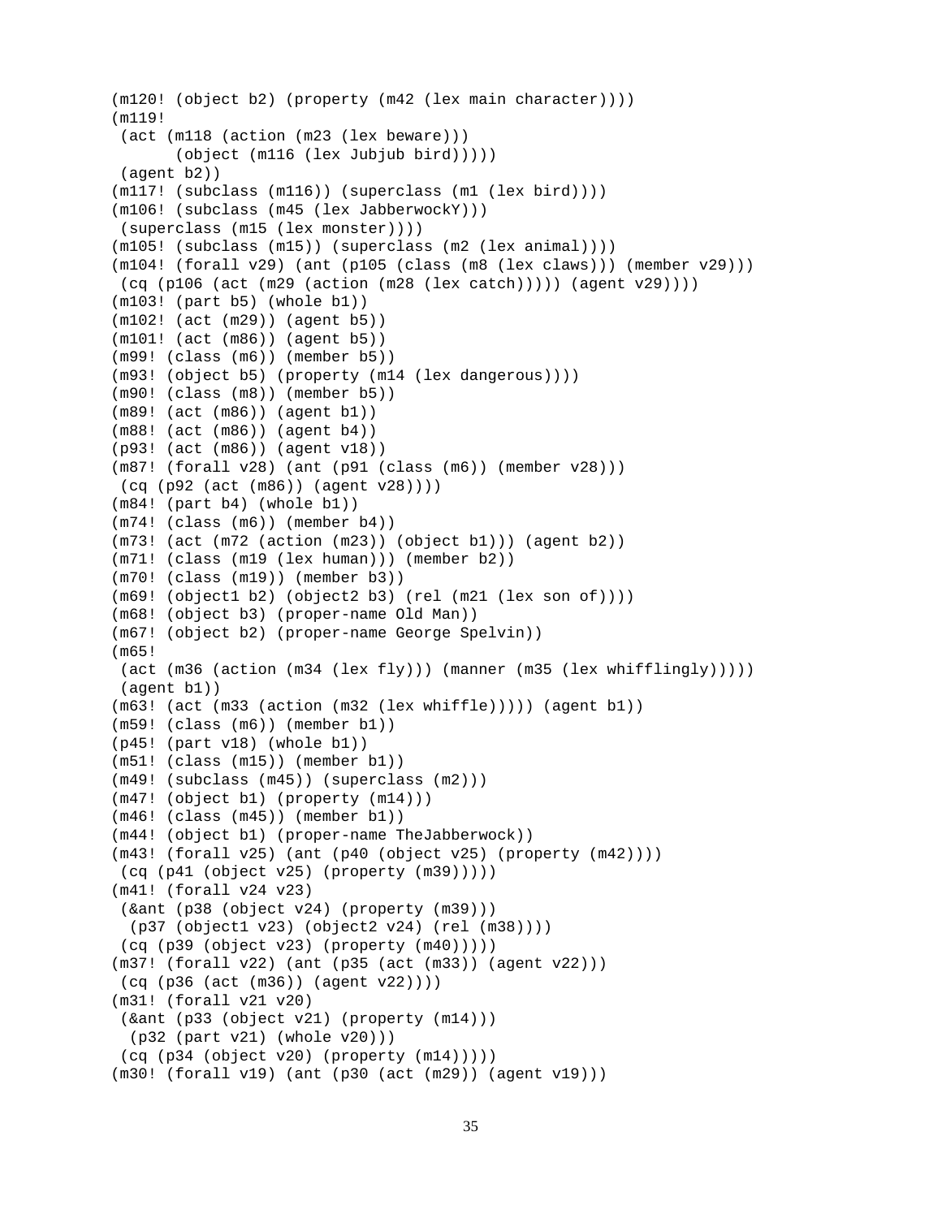```
(m120! (object b2) (property (m42 (lex main character))))
(m119!
 (act (m118 (action (m23 (lex beware)))
       (object (m116 (lex Jubjub bird)))))
 (agent b2))
(m117! (subclass (m116)) (superclass (m1 (lex bird))))
(m106! (subclass (m45 (lex JabberwockY)))
 (superclass (m15 (lex monster))))
(m105! (subclass (m15)) (superclass (m2 (lex animal))))
(m104! (forall v29) (ant (p105 (class (m8 (lex claws))) (member v29)))
 (cq (p106 (act (m29 (action (m28 (lex catch))))) (agent v29))))
(m103! (part b5) (whole b1))
(m102! (act (m29)) (agent b5))
(m101! (act (m86)) (agent b5))
(m99! (class (m6)) (member b5))
(m93! (object b5) (property (m14 (lex dangerous))))
(m90! (class (m8)) (member b5))
(m89! (act (m86)) (agent b1))
(m88! (act (m86)) (agent b4))
(p93! (act (m86)) (agent v18))
(m87! (forall v28) (ant (p91 (class (m6)) (member v28)))
 (cq (p92 (act (m86)) (agent v28))))
(m84! (part b4) (whole b1))
(m74! (class (m6)) (member b4))
(m73! (act (m72 (action (m23)) (object b1))) (agent b2))
(m71! (class (m19 (lex human))) (member b2))
(m70! (class (m19)) (member b3))
(m69! (object1 b2) (object2 b3) (rel (m21 (lex son of))))
(m68! (object b3) (proper-name Old Man))
(m67! (object b2) (proper-name George Spelvin))
(m65!
 (act (m36 (action (m34 (lex fly))) (manner (m35 (lex whifflingly)))))
 (agent b1))
(m63! (act (m33 (action (m32 (lex whiffle))))) (agent b1))
(m59! (class (m6)) (member b1))
(p45! (part v18) (whole b1))
(m51! (class (m15)) (member b1))
(m49! (subclass (m45)) (superclass (m2)))
(m47! (object b1) (property (m14)))
(m46! (class (m45)) (member b1))
(m44! (object b1) (proper-name TheJabberwock))
(m43! (forall v25) (ant (p40 (object v25) (property (m42))))
 (cq (p41 (object v25) (property (m39)))))
(m41! (forall v24 v23)
 (&ant (p38 (object v24) (property (m39)))
  (p37 (object1 v23) (object2 v24) (rel (m38))))
 (cq (p39 (object v23) (property (m40)))))
(m37! (forall v22) (ant (p35 (act (m33)) (agent v22)))
 (cq (p36 (act (m36)) (agent v22))))
(m31! (forall v21 v20)
 (&ant (p33 (object v21) (property (m14)))
  (p32 (part v21) (whole v20)))
 (cq (p34 (object v20) (property (m14)))))
(m30! (forall v19) (ant (p30 (act (m29)) (agent v19)))
```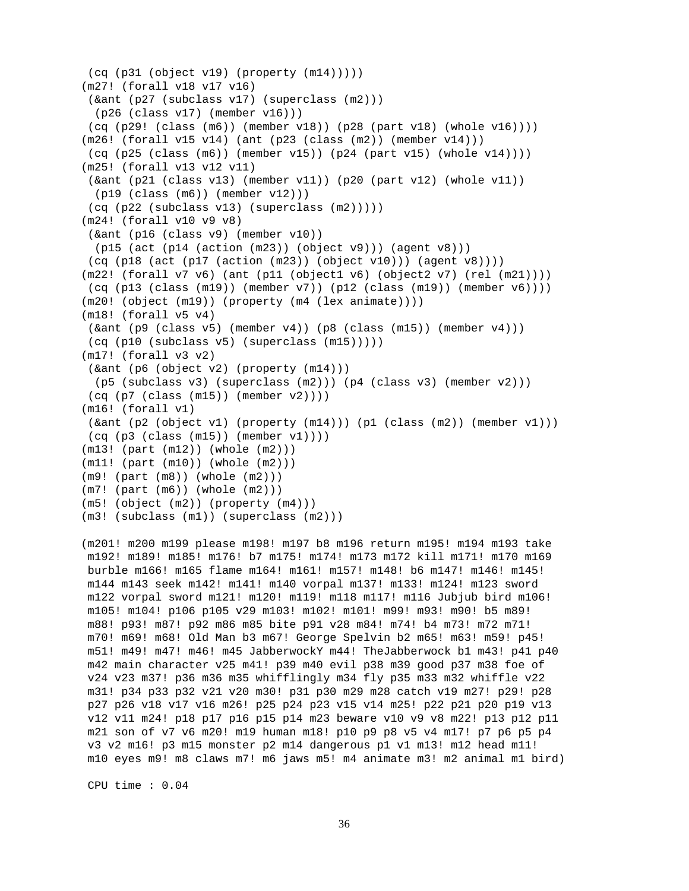```
 (cq (p31 (object v19) (property (m14)))))
(m27! (forall v18 v17 v16)
 (&ant (p27 (subclass v17) (superclass (m2)))
  (p26 (class v17) (member v16)))
 (cq (p29! (class (m6)) (member v18)) (p28 (part v18) (whole v16))))
(m26! (forall v15 v14) (ant (p23 (class (m2)) (member v14)))
 (cq (p25 (class (m6)) (member v15)) (p24 (part v15) (whole v14))))
(m25! (forall v13 v12 v11)
 (&ant (p21 (class v13) (member v11)) (p20 (part v12) (whole v11))
  (p19 (class (m6)) (member v12)))
 (cq (p22 (subclass v13) (superclass (m2)))))
(m24! (forall v10 v9 v8)
 (&ant (p16 (class v9) (member v10))
  (p15 (act (p14 (action (m23)) (object v9))) (agent v8)))
 (cq (p18 (act (p17 (action (m23)) (object v10))) (agent v8))))
(m22! (forall v7 v6) (ant (p11 (object1 v6) (object2 v7) (rel (m21))))
 (cq (p13 (class (m19)) (member v7)) (p12 (class (m19)) (member v6))))
(m20! (object (m19)) (property (m4 (lex animate))))
(m18! (forall v5 v4)
 (&ant (p9 (class v5) (member v4)) (p8 (class (m15)) (member v4)))
 (cq (p10 (subclass v5) (superclass (m15)))))
(m17! (forall v3 v2)
 (&ant (p6 (object v2) (property (m14)))
  (p5 (subclass v3) (superclass (m2))) (p4 (class v3) (member v2)))
 (cq (p7 (class (m15)) (member v2))))
(m16! (forall v1)
 (&ant (p2 (object v1) (property (m14))) (p1 (class (m2)) (member v1)))
 (cq (p3 (class (m15)) (member v1))))
(m13! (part (m12)) (whole (m2)))
(m11! (part (m10)) (whole (m2)))
(m9! (part (m8)) (whole (m2)))
(m7! (part (m6)) (whole (m2)))
(m5! (object (m2)) (property (m4)))
(m3! (subclass (m1)) (superclass (m2)))

(m201! m200 m199 please m198! m197 b8 m196 return m195! m194 m193 take
 m192! m189! m185! m176! b7 m175! m174! m173 m172 kill m171! m170 m169
 burble m166! m165 flame m164! m161! m157! m148! b6 m147! m146! m145!
 m144 m143 seek m142! m141! m140 vorpal m137! m133! m124! m123 sword
 m122 vorpal sword m121! m120! m119! m118 m117! m116 Jubjub bird m106!
 m105! m104! p106 p105 v29 m103! m102! m101! m99! m93! m90! b5 m89!
 m88! p93! m87! p92 m86 m85 bite p91 v28 m84! m74! b4 m73! m72 m71!
 m70! m69! m68! Old Man b3 m67! George Spelvin b2 m65! m63! m59! p45!
 m51! m49! m47! m46! m45 JabberwockY m44! TheJabberwock b1 m43! p41 p40
 m42 main character v25 m41! p39 m40 evil p38 m39 good p37 m38 foe of
 v24 v23 m37! p36 m36 m35 whifflingly m34 fly p35 m33 m32 whiffle v22
 m31! p34 p33 p32 v21 v20 m30! p31 p30 m29 m28 catch v19 m27! p29! p28
 p27 p26 v18 v17 v16 m26! p25 p24 p23 v15 v14 m25! p22 p21 p20 p19 v13
 v12 v11 m24! p18 p17 p16 p15 p14 m23 beware v10 v9 v8 m22! p13 p12 p11
 m21 son of v7 v6 m20! m19 human m18! p10 p9 p8 v5 v4 m17! p7 p6 p5 p4
 v3 v2 m16! p3 m15 monster p2 m14 dangerous p1 v1 m13! m12 head m11!
 m10 eyes m9! m8 claws m7! m6 jaws m5! m4 animate m3! m2 animal m1 bird)

 CPU time : 0.04
```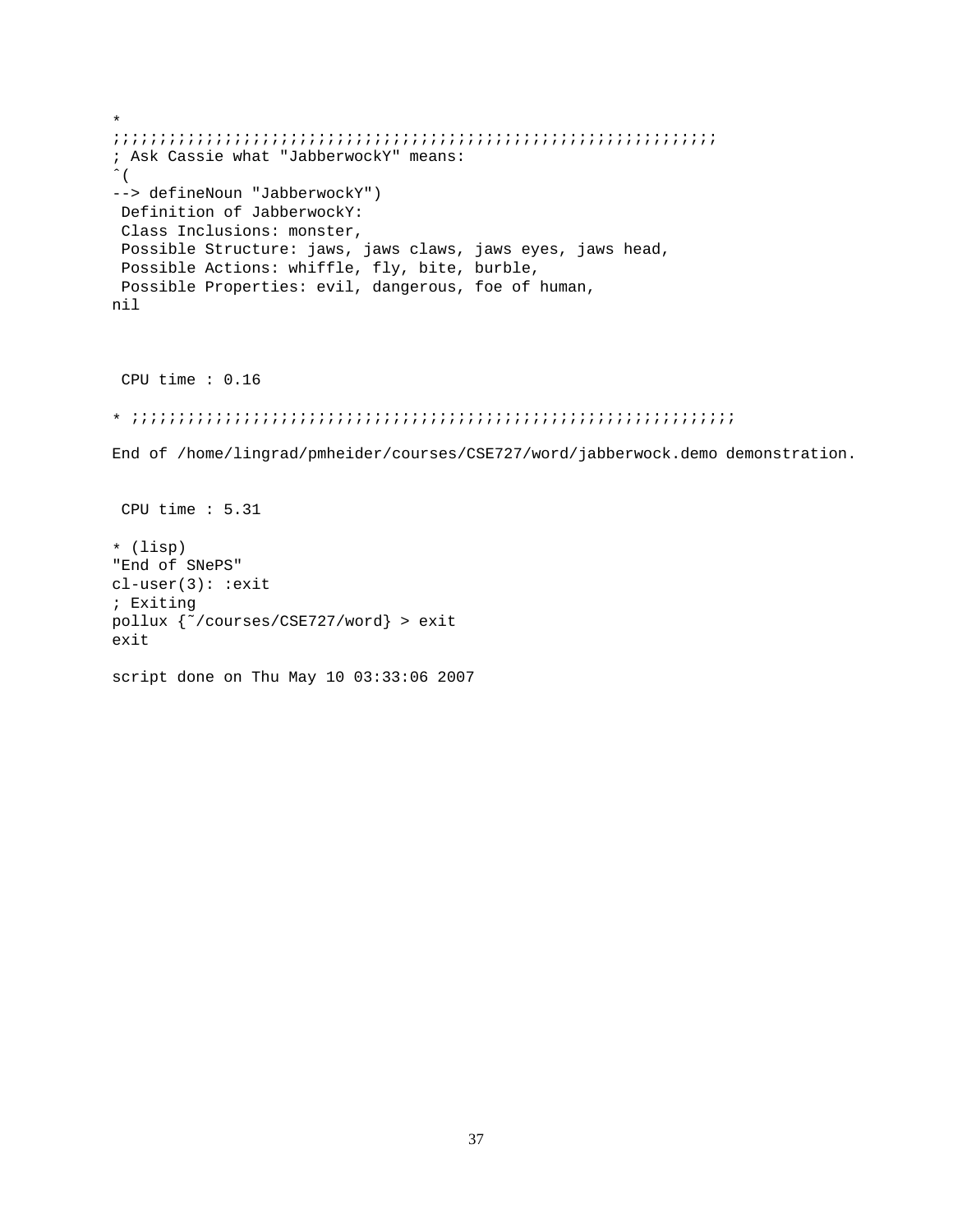```
*
;;;;;;;;;;;;;;;;;;;;;;;;;;;;;;;;;;;;;;;;;;;;;;;;;;;;;;;;;;;;;;;;;;
; Ask Cassie what "JabberwockY" means:
^(
--> defineNoun "JabberwockY")
 Definition of JabberwockY:
 Class Inclusions: monster,
 Possible Structure: jaws, jaws claws, jaws eyes, jaws head,
 Possible Actions: whiffle, fly, bite, burble,
 Possible Properties: evil, dangerous, foe of human,
nil



 CPU time : 0.16

* ;;;;;;;;;;;;;;;;;;;;;;;;;;;;;;;;;;;;;;;;;;;;;;;;;;;;;;;;;;;;;;;;;;

End of /home/lingrad/pmheider/courses/CSE727/word/jabberwock.demo demonstration.


 CPU time : 5.31

* (lisp)
"End of SNePS"
cl-user(3): :exit
; Exiting
pollux {~/courses/CSE727/word} > exit
exit

script done on Thu May 10 03:33:06 2007
```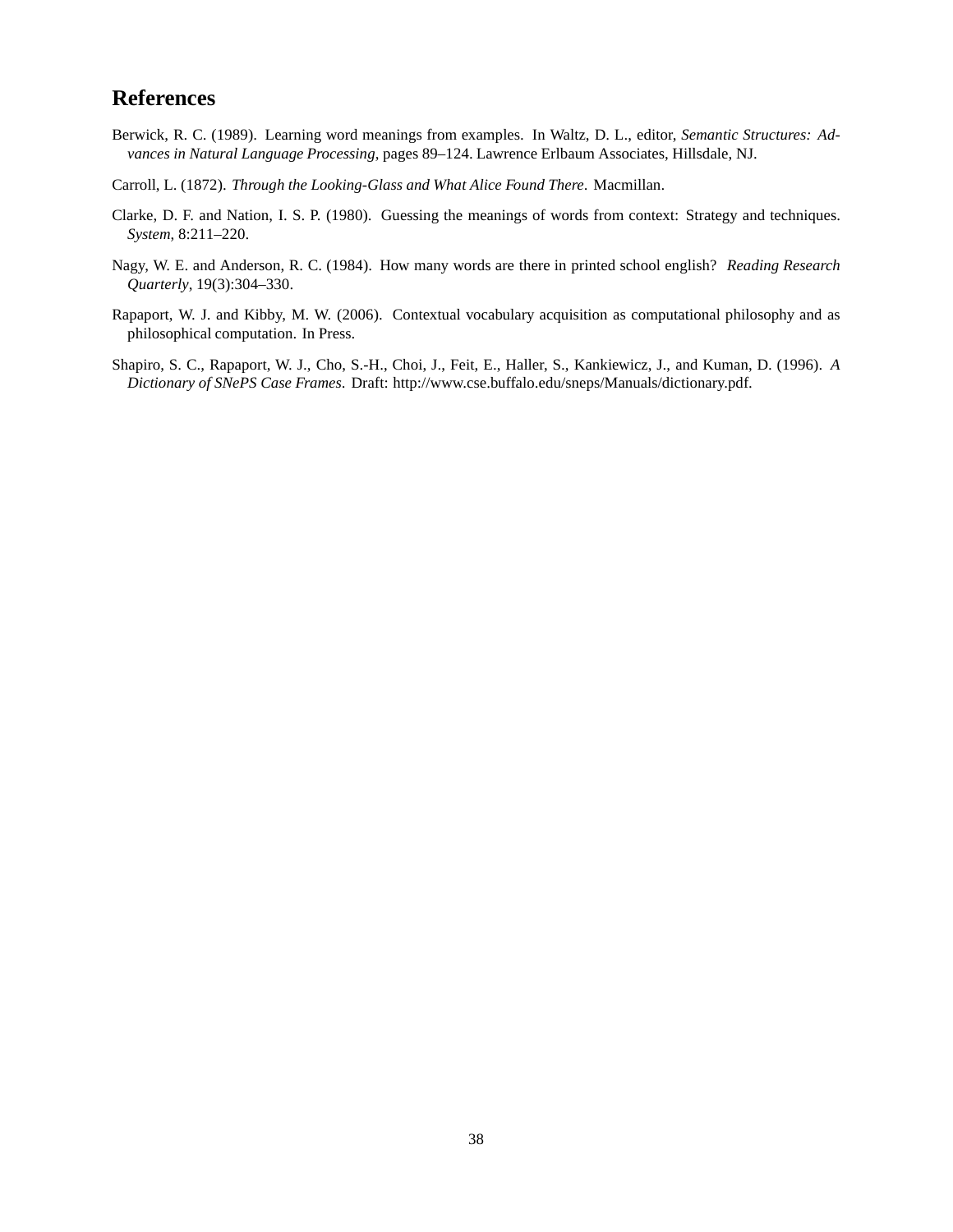## References

Berwick, R. C. (1989). Learning word meanings from examples. In Waltz, D. L., editor, *Semantic Structures: Advances in Natural Language Processing*, pages 89–124. Lawrence Erlbaum Associates, Hillsdale, NJ.

Carroll, L. (1872). *Through the Looking-Glass and What Alice Found There*. Macmillan.

Clarke, D. F. and Nation, I. S. P. (1980). Guessing the meanings of words from context: Strategy and techniques. *System*, 8:211–220.

Nagy, W. E. and Anderson, R. C. (1984). How many words are there in printed school english? *Reading Research Quarterly*, 19(3):304–330.

Rapaport, W. J. and Kibby, M. W. (2006). Contextual vocabulary acquisition as computational philosophy and as philosophical computation. In Press.

Shapiro, S. C., Rapaport, W. J., Cho, S.-H., Choi, J., Feit, E., Haller, S., Kankiewicz, J., and Kuman, D. (1996). *A Dictionary of SNePS Case Frames*. Draft: http://www.cse.buffalo.edu/sneps/Manuals/dictionary.pdf.